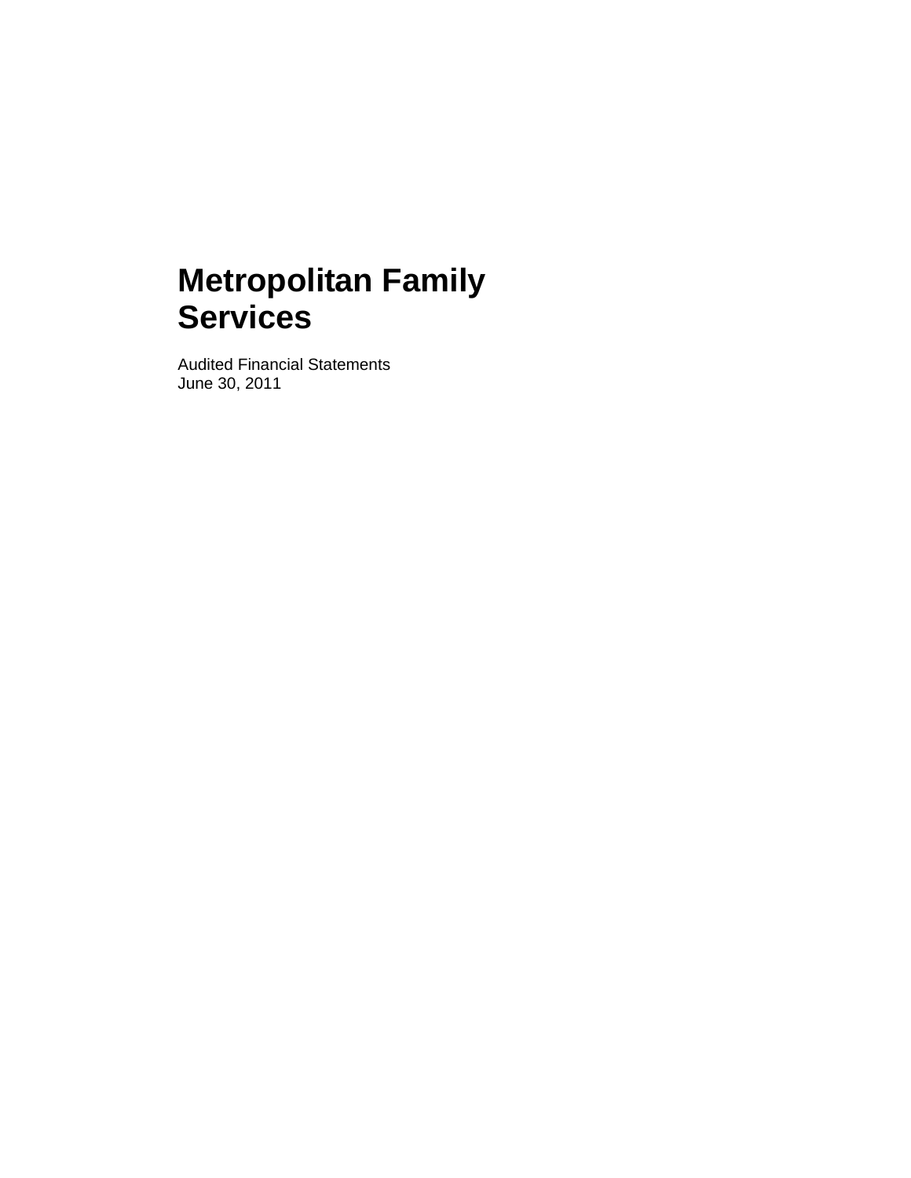# Metropolitan Family Services

Audited Financial Statements
June 30, 2011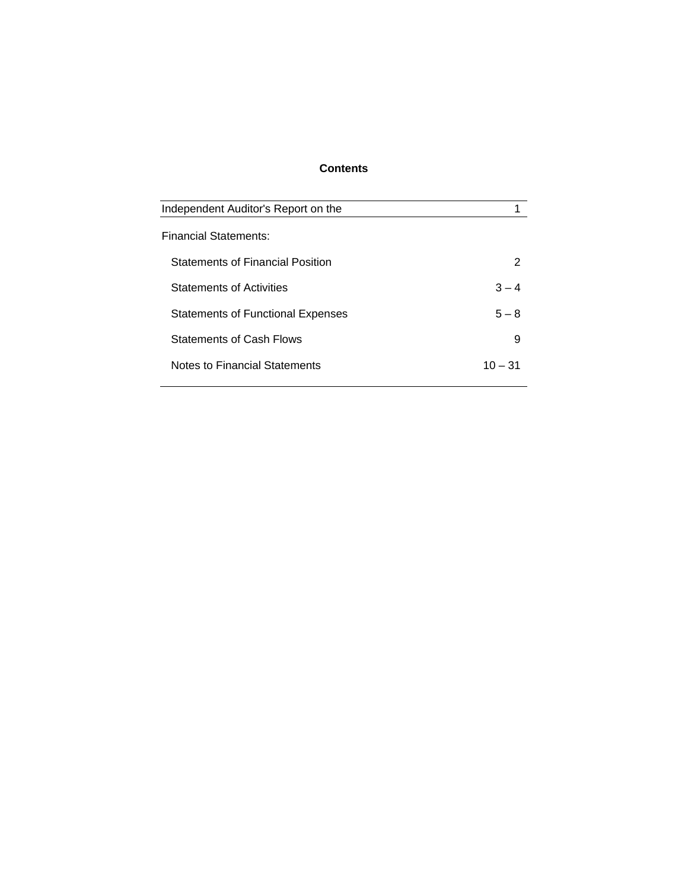# Contents

| | |
|---|---|
| Independent Auditor's Report on the | 1 |
| Financial Statements: | |
| Statements of Financial Position | 2 |
| Statements of Activities | 3 – 4 |
| Statements of Functional Expenses | 5 – 8 |
| Statements of Cash Flows | 9 |
| Notes to Financial Statements | 10 – 31 |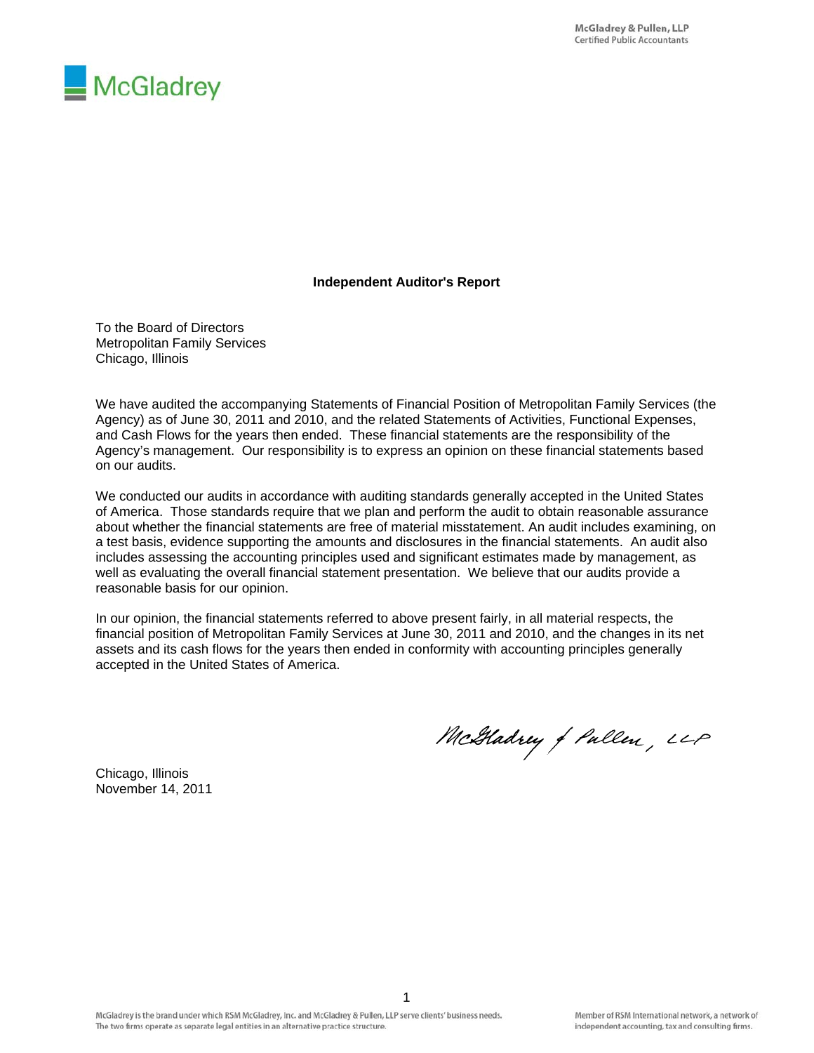McGladrey & Pullen, LLP
Certified Public Accountants

McGladrey

## Independent Auditor's Report

To the Board of Directors
Metropolitan Family Services
Chicago, Illinois

We have audited the accompanying Statements of Financial Position of Metropolitan Family Services (the Agency) as of June 30, 2011 and 2010, and the related Statements of Activities, Functional Expenses, and Cash Flows for the years then ended. These financial statements are the responsibility of the Agency's management. Our responsibility is to express an opinion on these financial statements based on our audits.

We conducted our audits in accordance with auditing standards generally accepted in the United States of America. Those standards require that we plan and perform the audit to obtain reasonable assurance about whether the financial statements are free of material misstatement. An audit includes examining, on a test basis, evidence supporting the amounts and disclosures in the financial statements. An audit also includes assessing the accounting principles used and significant estimates made by management, as well as evaluating the overall financial statement presentation. We believe that our audits provide a reasonable basis for our opinion.

In our opinion, the financial statements referred to above present fairly, in all material respects, the financial position of Metropolitan Family Services at June 30, 2011 and 2010, and the changes in its net assets and its cash flows for the years then ended in conformity with accounting principles generally accepted in the United States of America.

McGladrey & Pullen, LLP

Chicago, Illinois
November 14, 2011

McGladrey is the brand under which RSM McGladrey, Inc. and McGladrey & Pullen, LLP serve clients' business needs. The two firms operate as separate legal entities in an alternative practice structure.

Member of RSM International network, a network of independent accounting, tax and consulting firms.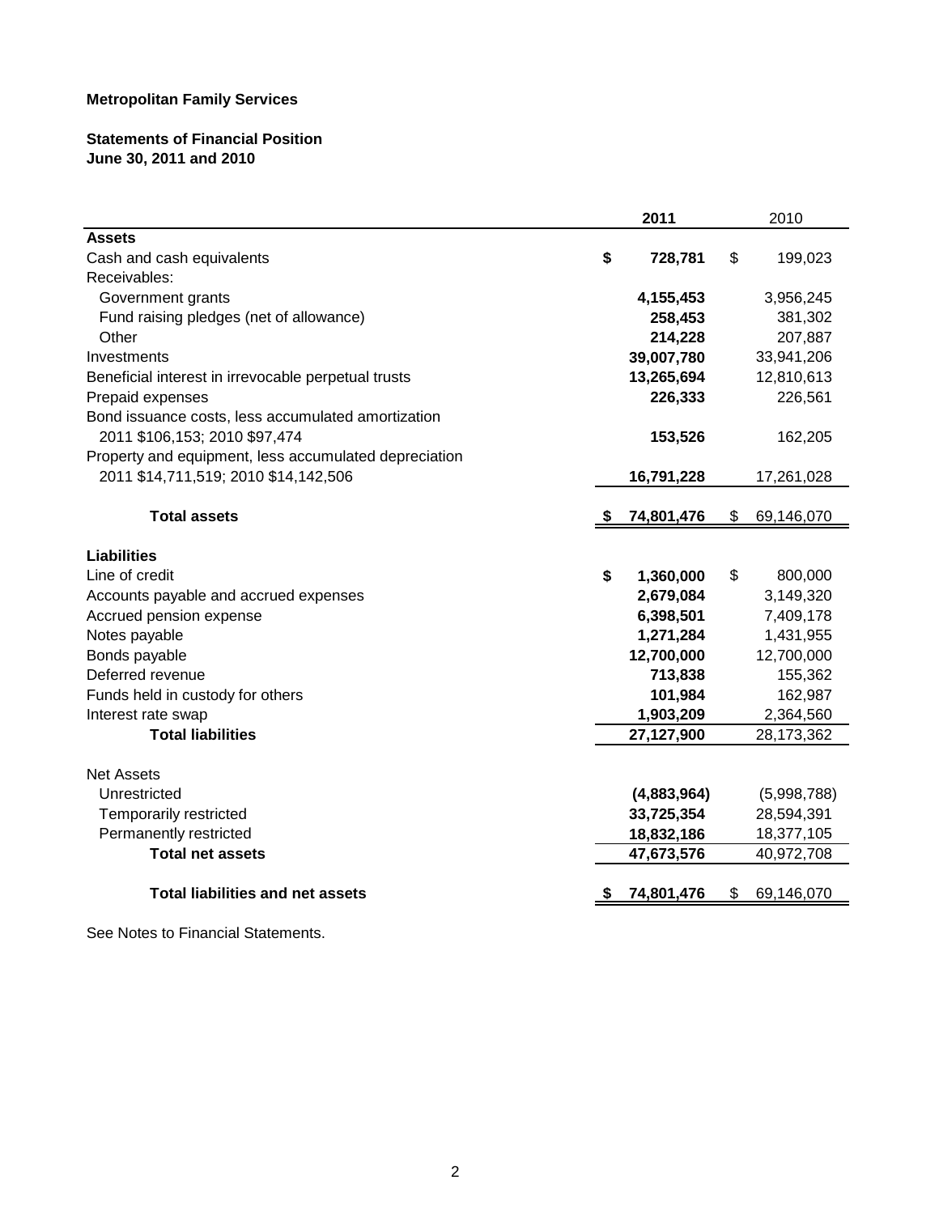**Metropolitan Family Services**

**Statements of Financial Position**
**June 30, 2011 and 2010**

| | **2011** | 2010 |
|---|---|---|
| **Assets** | | |
| Cash and cash equivalents | **$ 728,781** | $ 199,023 |
| Receivables: | | |
| Government grants | **4,155,453** | 3,956,245 |
| Fund raising pledges (net of allowance) | **258,453** | 381,302 |
| Other | **214,228** | 207,887 |
| Investments | **39,007,780** | 33,941,206 |
| Beneficial interest in irrevocable perpetual trusts | **13,265,694** | 12,810,613 |
| Prepaid expenses | **226,333** | 226,561 |
| Bond issuance costs, less accumulated amortization 2011 $106,153; 2010 $97,474 | **153,526** | 162,205 |
| Property and equipment, less accumulated depreciation 2011 $14,711,519; 2010 $14,142,506 | **16,791,228** | 17,261,028 |
| **Total assets** | **$ 74,801,476** | $ 69,146,070 |
| **Liabilities** | | |
| Line of credit | **$ 1,360,000** | $ 800,000 |
| Accounts payable and accrued expenses | **2,679,084** | 3,149,320 |
| Accrued pension expense | **6,398,501** | 7,409,178 |
| Notes payable | **1,271,284** | 1,431,955 |
| Bonds payable | **12,700,000** | 12,700,000 |
| Deferred revenue | **713,838** | 155,362 |
| Funds held in custody for others | **101,984** | 162,987 |
| Interest rate swap | **1,903,209** | 2,364,560 |
| **Total liabilities** | **27,127,900** | 28,173,362 |
| Net Assets | | |
| Unrestricted | **(4,883,964)** | (5,998,788) |
| Temporarily restricted | **33,725,354** | 28,594,391 |
| Permanently restricted | **18,832,186** | 18,377,105 |
| **Total net assets** | **47,673,576** | 40,972,708 |
| **Total liabilities and net assets** | **$ 74,801,476** | $ 69,146,070 |

See Notes to Financial Statements.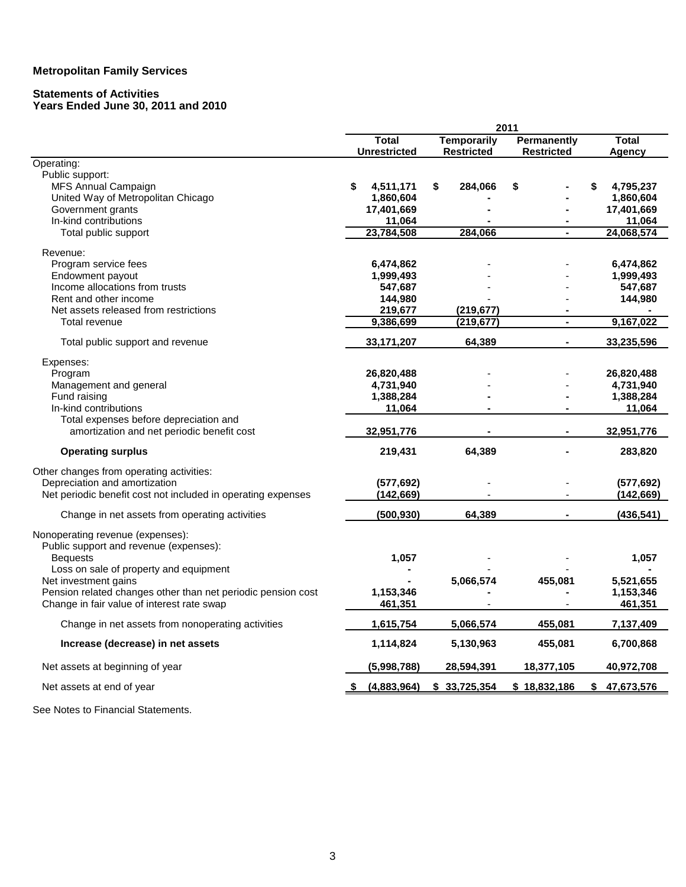**Metropolitan Family Services**

**Statements of Activities**
**Years Ended June 30, 2011 and 2010**

| | 2011 | | | |
|---|---|---|---|---|
| | **Total Unrestricted** | **Temporarily Restricted** | **Permanently Restricted** | **Total Agency** |
| Operating: | | | | |
| Public support: | | | | |
| MFS Annual Campaign | $ 4,511,171 | $ 284,066 | $ - | $ 4,795,237 |
| United Way of Metropolitan Chicago | 1,860,604 | - | - | 1,860,604 |
| Government grants | 17,401,669 | - | - | 17,401,669 |
| In-kind contributions | 11,064 | - | - | 11,064 |
| Total public support | 23,784,508 | 284,066 | - | 24,068,574 |
| Revenue: | | | | |
| Program service fees | 6,474,862 | - | - | 6,474,862 |
| Endowment payout | 1,999,493 | - | - | 1,999,493 |
| Income allocations from trusts | 547,687 | - | - | 547,687 |
| Rent and other income | 144,980 | - | - | 144,980 |
| Net assets released from restrictions | 219,677 | (219,677) | - | - |
| Total revenue | 9,386,699 | (219,677) | - | 9,167,022 |
| Total public support and revenue | 33,171,207 | 64,389 | - | 33,235,596 |
| Expenses: | | | | |
| Program | 26,820,488 | - | - | 26,820,488 |
| Management and general | 4,731,940 | - | - | 4,731,940 |
| Fund raising | 1,388,284 | - | - | 1,388,284 |
| In-kind contributions | 11,064 | - | - | 11,064 |
| Total expenses before depreciation and amortization and net periodic benefit cost | 32,951,776 | - | - | 32,951,776 |
| **Operating surplus** | 219,431 | 64,389 | - | 283,820 |
| Other changes from operating activities: | | | | |
| Depreciation and amortization | (577,692) | - | - | (577,692) |
| Net periodic benefit cost not included in operating expenses | (142,669) | - | - | (142,669) |
| Change in net assets from operating activities | (500,930) | 64,389 | - | (436,541) |
| Nonoperating revenue (expenses): | | | | |
| Public support and revenue (expenses): | | | | |
| Bequests | 1,057 | - | - | 1,057 |
| Loss on sale of property and equipment | - | - | - | - |
| Net investment gains | - | 5,066,574 | 455,081 | 5,521,655 |
| Pension related changes other than net periodic pension cost | 1,153,346 | - | - | 1,153,346 |
| Change in fair value of interest rate swap | 461,351 | - | - | 461,351 |
| Change in net assets from nonoperating activities | 1,615,754 | 5,066,574 | 455,081 | 7,137,409 |
| **Increase (decrease) in net assets** | 1,114,824 | 5,130,963 | 455,081 | 6,700,868 |
| Net assets at beginning of year | (5,998,788) | 28,594,391 | 18,377,105 | 40,972,708 |
| Net assets at end of year | $ (4,883,964) | $ 33,725,354 | $ 18,832,186 | $ 47,673,576 |

See Notes to Financial Statements.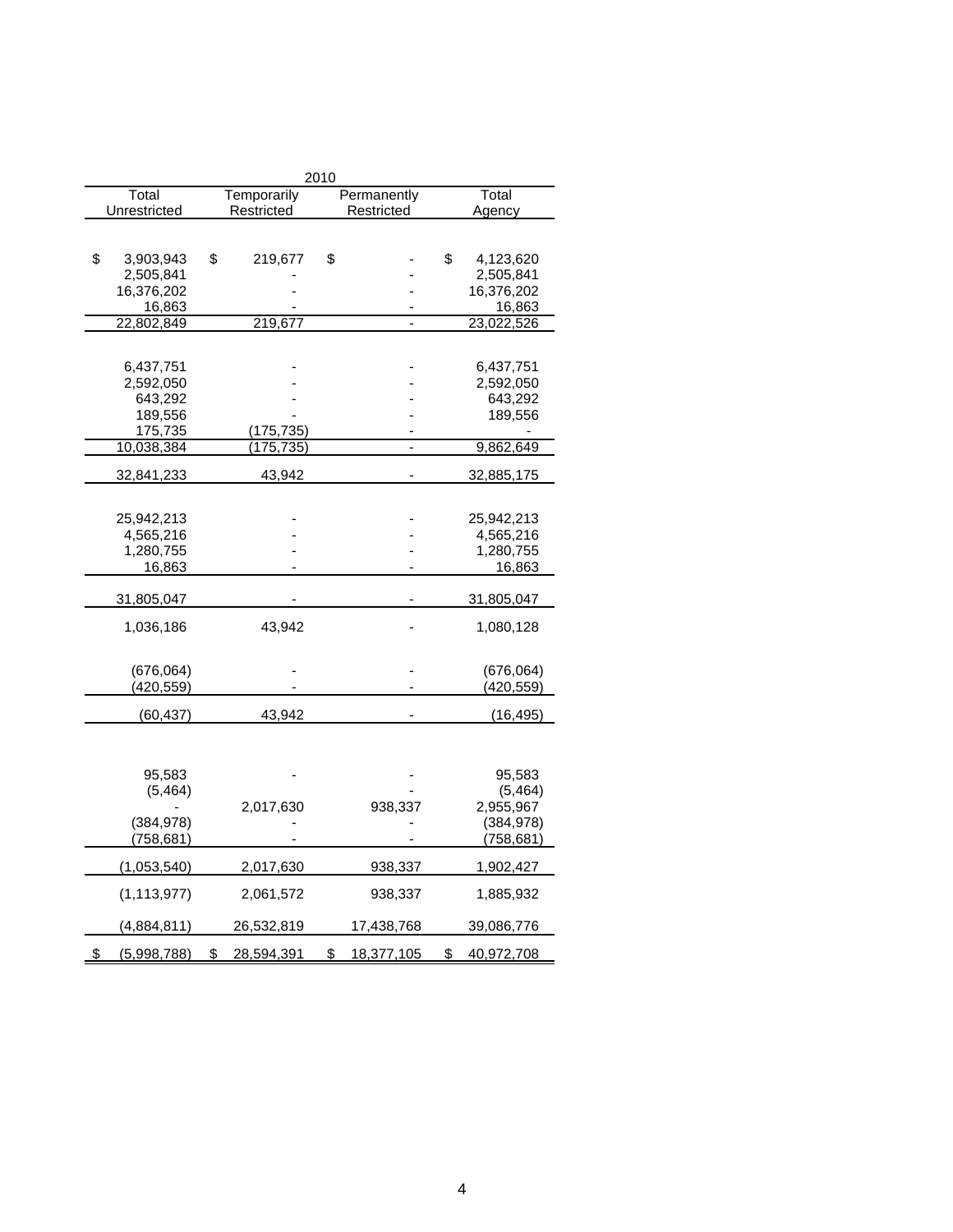| 2010 | | | |
|---|---|---|---|
| Total Unrestricted | Temporarily Restricted | Permanently Restricted | Total Agency |
| | | | |
| $ 3,903,943 | $ 219,677 | $ - | $ 4,123,620 |
| 2,505,841 | - | - | 2,505,841 |
| 16,376,202 | - | - | 16,376,202 |
| 16,863 | - | - | 16,863 |
| 22,802,849 | 219,677 | - | 23,022,526 |
| | | | |
| 6,437,751 | - | - | 6,437,751 |
| 2,592,050 | - | - | 2,592,050 |
| 643,292 | - | - | 643,292 |
| 189,556 | - | - | 189,556 |
| 175,735 | (175,735) | - | - |
| 10,038,384 | (175,735) | - | 9,862,649 |
| 32,841,233 | 43,942 | - | 32,885,175 |
| | | | |
| 25,942,213 | - | - | 25,942,213 |
| 4,565,216 | - | - | 4,565,216 |
| 1,280,755 | - | - | 1,280,755 |
| 16,863 | - | - | 16,863 |
| 31,805,047 | - | - | 31,805,047 |
| 1,036,186 | 43,942 | - | 1,080,128 |
| | | | |
| (676,064) | - | - | (676,064) |
| (420,559) | - | - | (420,559) |
| (60,437) | 43,942 | - | (16,495) |
| | | | |
| 95,583 | - | - | 95,583 |
| (5,464) | | - | (5,464) |
| - | 2,017,630 | 938,337 | 2,955,967 |
| (384,978) | - | - | (384,978) |
| (758,681) | - | - | (758,681) |
| (1,053,540) | 2,017,630 | 938,337 | 1,902,427 |
| (1,113,977) | 2,061,572 | 938,337 | 1,885,932 |
| (4,884,811) | 26,532,819 | 17,438,768 | 39,086,776 |
| $ (5,998,788) | $ 28,594,391 | $ 18,377,105 | $ 40,972,708 |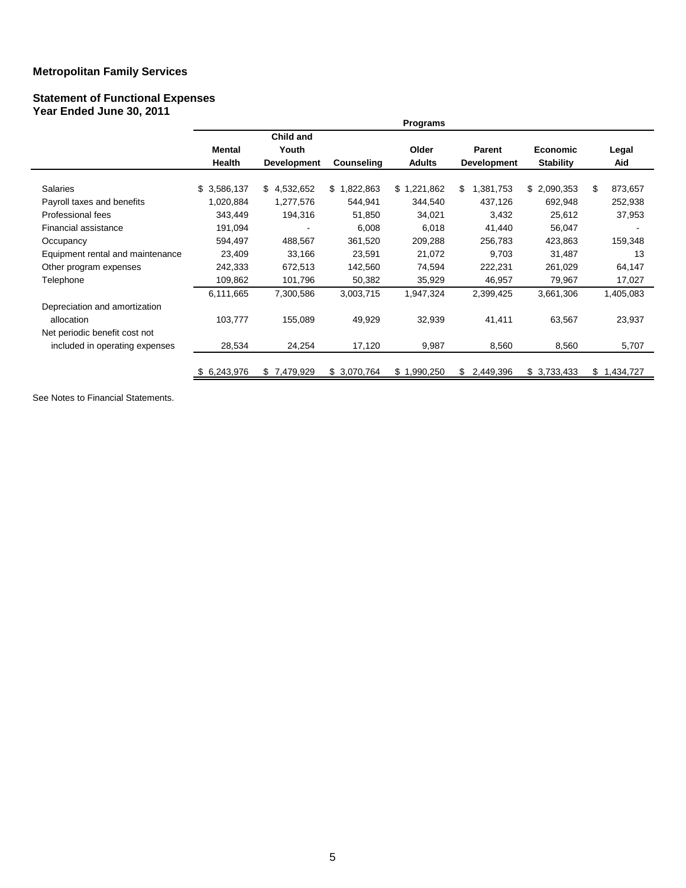**Metropolitan Family Services**

**Statement of Functional Expenses**
**Year Ended June 30, 2011**

| | Programs | | | | | | |
|---|---|---|---|---|---|---|---|
| | Mental Health | Child and Youth Development | Counseling | Older Adults | Parent Development | Economic Stability | Legal Aid |
| Salaries | $ 3,586,137 | $ 4,532,652 | $ 1,822,863 | $ 1,221,862 | $ 1,381,753 | $ 2,090,353 | $ 873,657 |
| Payroll taxes and benefits | 1,020,884 | 1,277,576 | 544,941 | 344,540 | 437,126 | 692,948 | 252,938 |
| Professional fees | 343,449 | 194,316 | 51,850 | 34,021 | 3,432 | 25,612 | 37,953 |
| Financial assistance | 191,094 | - | 6,008 | 6,018 | 41,440 | 56,047 | - |
| Occupancy | 594,497 | 488,567 | 361,520 | 209,288 | 256,783 | 423,863 | 159,348 |
| Equipment rental and maintenance | 23,409 | 33,166 | 23,591 | 21,072 | 9,703 | 31,487 | 13 |
| Other program expenses | 242,333 | 672,513 | 142,560 | 74,594 | 222,231 | 261,029 | 64,147 |
| Telephone | 109,862 | 101,796 | 50,382 | 35,929 | 46,957 | 79,967 | 17,027 |
| | 6,111,665 | 7,300,586 | 3,003,715 | 1,947,324 | 2,399,425 | 3,661,306 | 1,405,083 |
| Depreciation and amortization allocation | 103,777 | 155,089 | 49,929 | 32,939 | 41,411 | 63,567 | 23,937 |
| Net periodic benefit cost not included in operating expenses | 28,534 | 24,254 | 17,120 | 9,987 | 8,560 | 8,560 | 5,707 |
| | $ 6,243,976 | $ 7,479,929 | $ 3,070,764 | $ 1,990,250 | $ 2,449,396 | $ 3,733,433 | $ 1,434,727 |

See Notes to Financial Statements.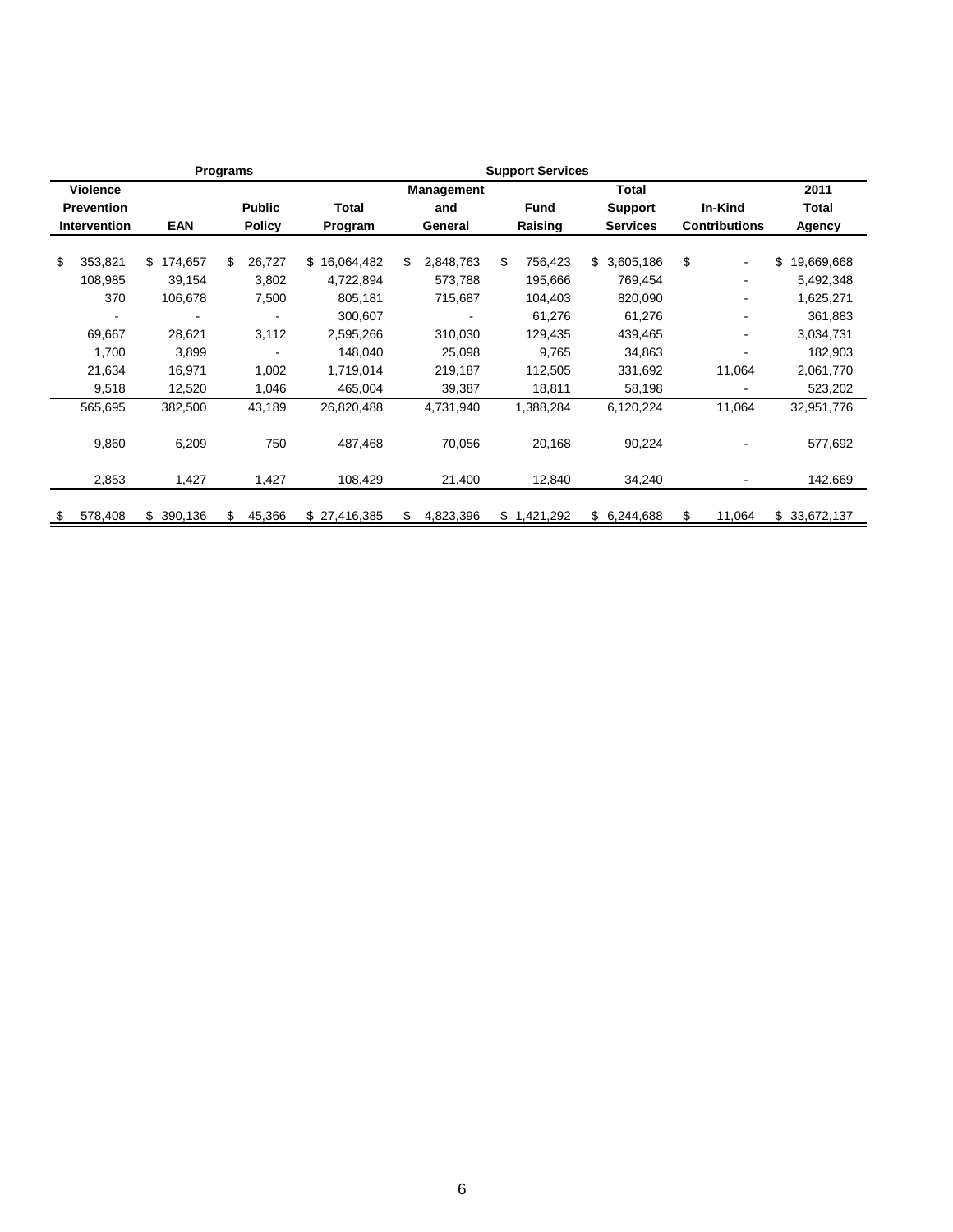| Programs | | | | Support Services | | | | |
|---|---|---|---|---|---|---|---|---|
| **Violence Prevention Intervention** | **EAN** | **Public Policy** | **Total Program** | **Management and General** | **Fund Raising** | **Total Support Services** | **In-Kind Contributions** | **2011 Total Agency** |
| $ 353,821 | $ 174,657 | $ 26,727 | $ 16,064,482 | $ 2,848,763 | $ 756,423 | $ 3,605,186 | $ - | $ 19,669,668 |
| 108,985 | 39,154 | 3,802 | 4,722,894 | 573,788 | 195,666 | 769,454 | - | 5,492,348 |
| 370 | 106,678 | 7,500 | 805,181 | 715,687 | 104,403 | 820,090 | - | 1,625,271 |
| - | - | - | 300,607 | - | 61,276 | 61,276 | - | 361,883 |
| 69,667 | 28,621 | 3,112 | 2,595,266 | 310,030 | 129,435 | 439,465 | - | 3,034,731 |
| 1,700 | 3,899 | - | 148,040 | 25,098 | 9,765 | 34,863 | - | 182,903 |
| 21,634 | 16,971 | 1,002 | 1,719,014 | 219,187 | 112,505 | 331,692 | 11,064 | 2,061,770 |
| 9,518 | 12,520 | 1,046 | 465,004 | 39,387 | 18,811 | 58,198 | - | 523,202 |
| 565,695 | 382,500 | 43,189 | 26,820,488 | 4,731,940 | 1,388,284 | 6,120,224 | 11,064 | 32,951,776 |
| 9,860 | 6,209 | 750 | 487,468 | 70,056 | 20,168 | 90,224 | - | 577,692 |
| 2,853 | 1,427 | 1,427 | 108,429 | 21,400 | 12,840 | 34,240 | - | 142,669 |
| $ 578,408 | $ 390,136 | $ 45,366 | $ 27,416,385 | $ 4,823,396 | $ 1,421,292 | $ 6,244,688 | $ 11,064 | $ 33,672,137 |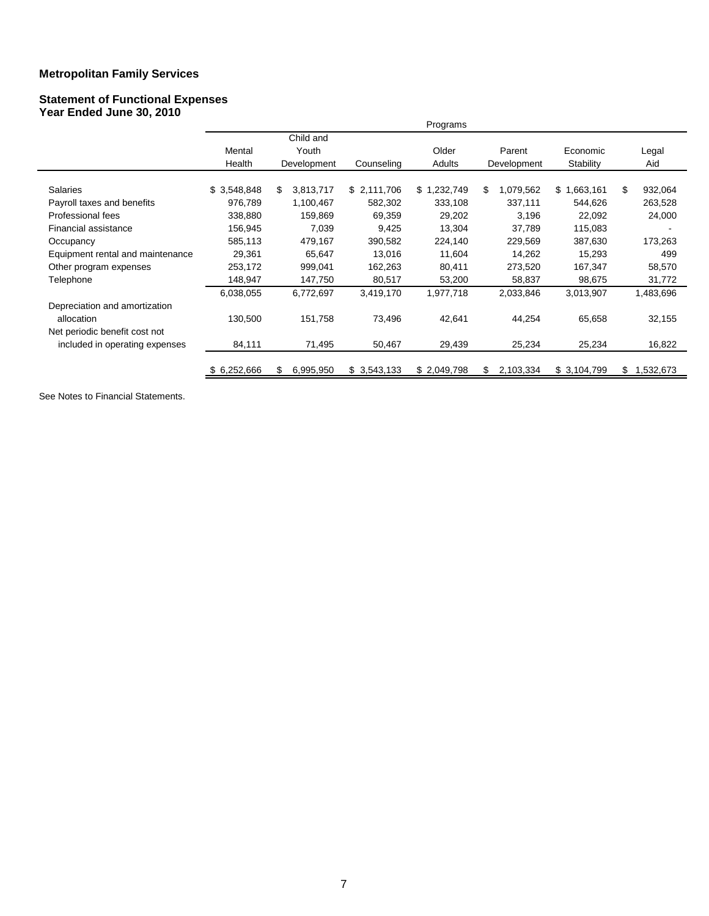**Metropolitan Family Services**

**Statement of Functional Expenses**
**Year Ended June 30, 2010**

| | Programs | | | | | | |
|---|---|---|---|---|---|---|---|
| | Mental Health | Child and Youth Development | Counseling | Older Adults | Parent Development | Economic Stability | Legal Aid |
| Salaries | $ 3,548,848 | $ 3,813,717 | $ 2,111,706 | $ 1,232,749 | $ 1,079,562 | $ 1,663,161 | $ 932,064 |
| Payroll taxes and benefits | 976,789 | 1,100,467 | 582,302 | 333,108 | 337,111 | 544,626 | 263,528 |
| Professional fees | 338,880 | 159,869 | 69,359 | 29,202 | 3,196 | 22,092 | 24,000 |
| Financial assistance | 156,945 | 7,039 | 9,425 | 13,304 | 37,789 | 115,083 | - |
| Occupancy | 585,113 | 479,167 | 390,582 | 224,140 | 229,569 | 387,630 | 173,263 |
| Equipment rental and maintenance | 29,361 | 65,647 | 13,016 | 11,604 | 14,262 | 15,293 | 499 |
| Other program expenses | 253,172 | 999,041 | 162,263 | 80,411 | 273,520 | 167,347 | 58,570 |
| Telephone | 148,947 | 147,750 | 80,517 | 53,200 | 58,837 | 98,675 | 31,772 |
| | 6,038,055 | 6,772,697 | 3,419,170 | 1,977,718 | 2,033,846 | 3,013,907 | 1,483,696 |
| Depreciation and amortization allocation | 130,500 | 151,758 | 73,496 | 42,641 | 44,254 | 65,658 | 32,155 |
| Net periodic benefit cost not included in operating expenses | 84,111 | 71,495 | 50,467 | 29,439 | 25,234 | 25,234 | 16,822 |
| | $ 6,252,666 | $ 6,995,950 | $ 3,543,133 | $ 2,049,798 | $ 2,103,334 | $ 3,104,799 | $ 1,532,673 |

See Notes to Financial Statements.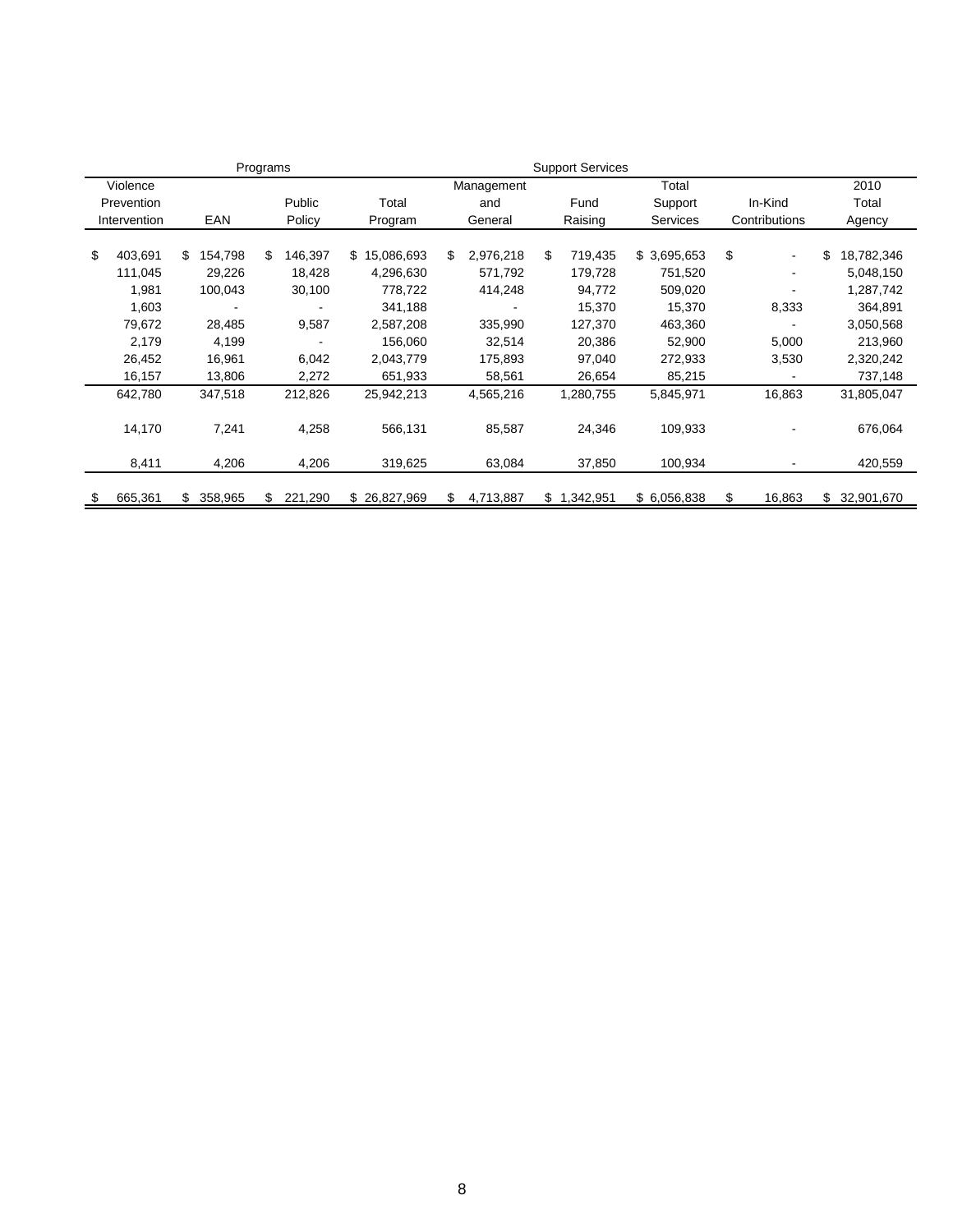| Programs | | | | Support Services | | | | |
|---|---|---|---|---|---|---|---|---|
| Violence Prevention Intervention | EAN | Public Policy | Total Program | Management and General | Fund Raising | Total Support Services | In-Kind Contributions | 2010 Total Agency |
| $ 403,691 | $ 154,798 | $ 146,397 | $ 15,086,693 | $ 2,976,218 | $ 719,435 | $ 3,695,653 | $ - | $ 18,782,346 |
| 111,045 | 29,226 | 18,428 | 4,296,630 | 571,792 | 179,728 | 751,520 | - | 5,048,150 |
| 1,981 | 100,043 | 30,100 | 778,722 | 414,248 | 94,772 | 509,020 | - | 1,287,742 |
| 1,603 | - | - | 341,188 | - | 15,370 | 15,370 | 8,333 | 364,891 |
| 79,672 | 28,485 | 9,587 | 2,587,208 | 335,990 | 127,370 | 463,360 | - | 3,050,568 |
| 2,179 | 4,199 | - | 156,060 | 32,514 | 20,386 | 52,900 | 5,000 | 213,960 |
| 26,452 | 16,961 | 6,042 | 2,043,779 | 175,893 | 97,040 | 272,933 | 3,530 | 2,320,242 |
| 16,157 | 13,806 | 2,272 | 651,933 | 58,561 | 26,654 | 85,215 | - | 737,148 |
| 642,780 | 347,518 | 212,826 | 25,942,213 | 4,565,216 | 1,280,755 | 5,845,971 | 16,863 | 31,805,047 |
| 14,170 | 7,241 | 4,258 | 566,131 | 85,587 | 24,346 | 109,933 | - | 676,064 |
| 8,411 | 4,206 | 4,206 | 319,625 | 63,084 | 37,850 | 100,934 | - | 420,559 |
| $ 665,361 | $ 358,965 | $ 221,290 | $ 26,827,969 | $ 4,713,887 | $ 1,342,951 | $ 6,056,838 | $ 16,863 | $ 32,901,670 |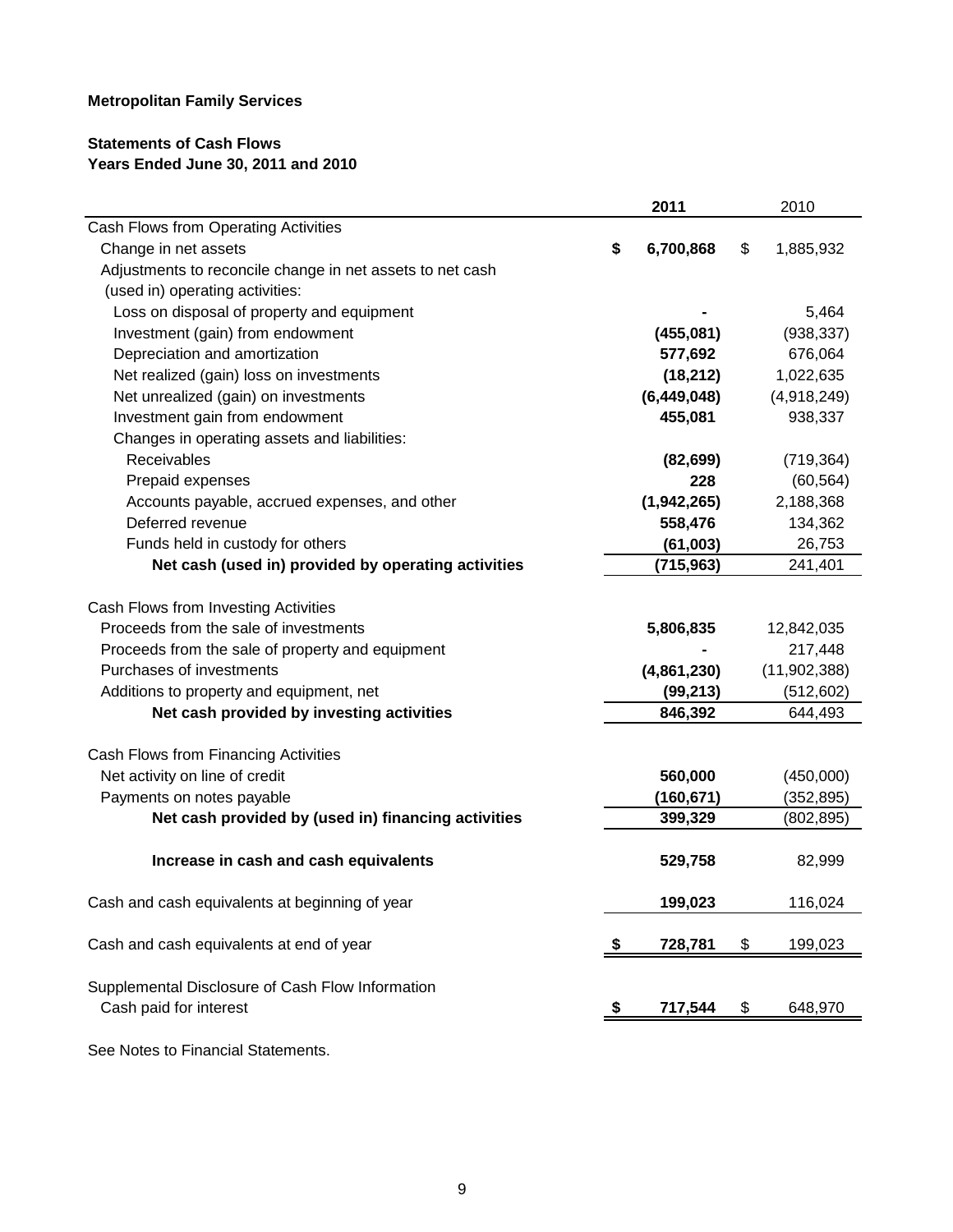**Metropolitan Family Services**

**Statements of Cash Flows**
**Years Ended June 30, 2011 and 2010**

| | 2011 | 2010 |
|---|---|---|
| Cash Flows from Operating Activities | | |
| Change in net assets | $ 6,700,868 | $ 1,885,932 |
| Adjustments to reconcile change in net assets to net cash (used in) operating activities: | | |
| Loss on disposal of property and equipment | - | 5,464 |
| Investment (gain) from endowment | (455,081) | (938,337) |
| Depreciation and amortization | 577,692 | 676,064 |
| Net realized (gain) loss on investments | (18,212) | 1,022,635 |
| Net unrealized (gain) on investments | (6,449,048) | (4,918,249) |
| Investment gain from endowment | 455,081 | 938,337 |
| Changes in operating assets and liabilities: | | |
| Receivables | (82,699) | (719,364) |
| Prepaid expenses | 228 | (60,564) |
| Accounts payable, accrued expenses, and other | (1,942,265) | 2,188,368 |
| Deferred revenue | 558,476 | 134,362 |
| Funds held in custody for others | (61,003) | 26,753 |
| **Net cash (used in) provided by operating activities** | (715,963) | 241,401 |
| Cash Flows from Investing Activities | | |
| Proceeds from the sale of investments | 5,806,835 | 12,842,035 |
| Proceeds from the sale of property and equipment | - | 217,448 |
| Purchases of investments | (4,861,230) | (11,902,388) |
| Additions to property and equipment, net | (99,213) | (512,602) |
| **Net cash provided by investing activities** | 846,392 | 644,493 |
| Cash Flows from Financing Activities | | |
| Net activity on line of credit | 560,000 | (450,000) |
| Payments on notes payable | (160,671) | (352,895) |
| **Net cash provided by (used in) financing activities** | 399,329 | (802,895) |
| **Increase in cash and cash equivalents** | 529,758 | 82,999 |
| Cash and cash equivalents at beginning of year | 199,023 | 116,024 |
| Cash and cash equivalents at end of year | $ 728,781 | $ 199,023 |
| Supplemental Disclosure of Cash Flow Information | | |
| Cash paid for interest | $ 717,544 | $ 648,970 |

See Notes to Financial Statements.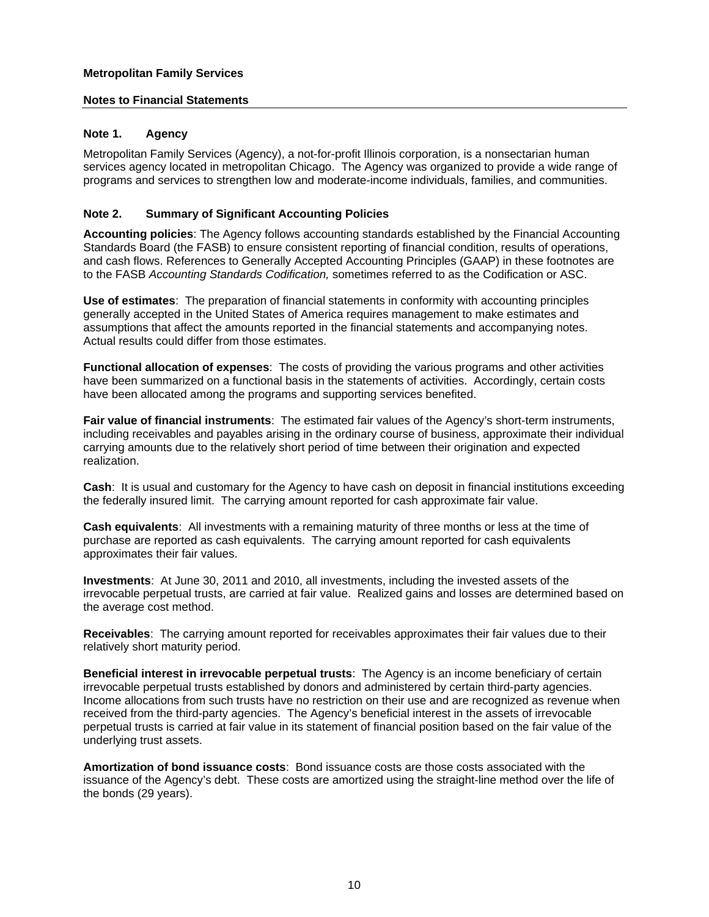**Metropolitan Family Services**

**Notes to Financial Statements**

## Note 1. Agency

Metropolitan Family Services (Agency), a not-for-profit Illinois corporation, is a nonsectarian human services agency located in metropolitan Chicago. The Agency was organized to provide a wide range of programs and services to strengthen low and moderate-income individuals, families, and communities.

## Note 2. Summary of Significant Accounting Policies

**Accounting policies**: The Agency follows accounting standards established by the Financial Accounting Standards Board (the FASB) to ensure consistent reporting of financial condition, results of operations, and cash flows. References to Generally Accepted Accounting Principles (GAAP) in these footnotes are to the FASB *Accounting Standards Codification,* sometimes referred to as the Codification or ASC.

**Use of estimates**: The preparation of financial statements in conformity with accounting principles generally accepted in the United States of America requires management to make estimates and assumptions that affect the amounts reported in the financial statements and accompanying notes. Actual results could differ from those estimates.

**Functional allocation of expenses**: The costs of providing the various programs and other activities have been summarized on a functional basis in the statements of activities. Accordingly, certain costs have been allocated among the programs and supporting services benefited.

**Fair value of financial instruments**: The estimated fair values of the Agency's short-term instruments, including receivables and payables arising in the ordinary course of business, approximate their individual carrying amounts due to the relatively short period of time between their origination and expected realization.

**Cash**: It is usual and customary for the Agency to have cash on deposit in financial institutions exceeding the federally insured limit. The carrying amount reported for cash approximate fair value.

**Cash equivalents**: All investments with a remaining maturity of three months or less at the time of purchase are reported as cash equivalents. The carrying amount reported for cash equivalents approximates their fair values.

**Investments**: At June 30, 2011 and 2010, all investments, including the invested assets of the irrevocable perpetual trusts, are carried at fair value. Realized gains and losses are determined based on the average cost method.

**Receivables**: The carrying amount reported for receivables approximates their fair values due to their relatively short maturity period.

**Beneficial interest in irrevocable perpetual trusts**: The Agency is an income beneficiary of certain irrevocable perpetual trusts established by donors and administered by certain third-party agencies. Income allocations from such trusts have no restriction on their use and are recognized as revenue when received from the third-party agencies. The Agency's beneficial interest in the assets of irrevocable perpetual trusts is carried at fair value in its statement of financial position based on the fair value of the underlying trust assets.

**Amortization of bond issuance costs**: Bond issuance costs are those costs associated with the issuance of the Agency's debt. These costs are amortized using the straight-line method over the life of the bonds (29 years).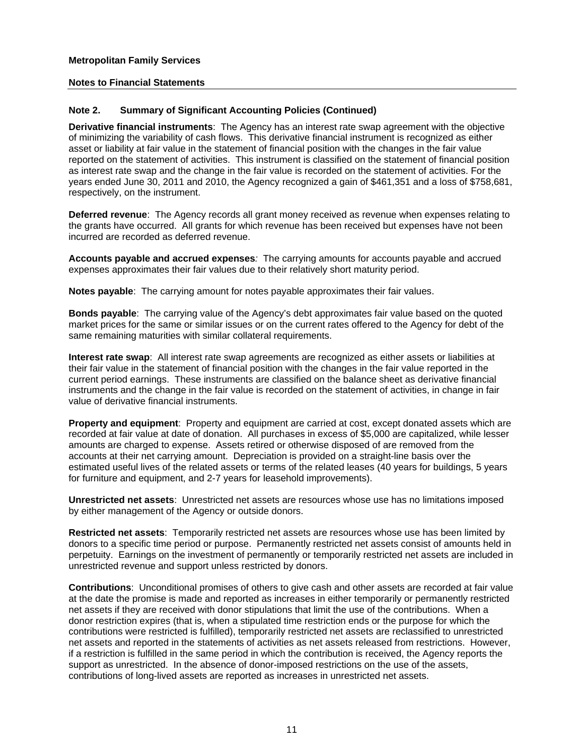**Metropolitan Family Services**

**Notes to Financial Statements**

---

**Note 2. Summary of Significant Accounting Policies (Continued)**

**Derivative financial instruments**: The Agency has an interest rate swap agreement with the objective of minimizing the variability of cash flows. This derivative financial instrument is recognized as either asset or liability at fair value in the statement of financial position with the changes in the fair value reported on the statement of activities. This instrument is classified on the statement of financial position as interest rate swap and the change in the fair value is recorded on the statement of activities. For the years ended June 30, 2011 and 2010, the Agency recognized a gain of $461,351 and a loss of $758,681, respectively, on the instrument.

**Deferred revenue**: The Agency records all grant money received as revenue when expenses relating to the grants have occurred. All grants for which revenue has been received but expenses have not been incurred are recorded as deferred revenue.

**Accounts payable and accrued expenses***:* The carrying amounts for accounts payable and accrued expenses approximates their fair values due to their relatively short maturity period.

**Notes payable**: The carrying amount for notes payable approximates their fair values.

**Bonds payable**: The carrying value of the Agency's debt approximates fair value based on the quoted market prices for the same or similar issues or on the current rates offered to the Agency for debt of the same remaining maturities with similar collateral requirements.

**Interest rate swap**: All interest rate swap agreements are recognized as either assets or liabilities at their fair value in the statement of financial position with the changes in the fair value reported in the current period earnings. These instruments are classified on the balance sheet as derivative financial instruments and the change in the fair value is recorded on the statement of activities, in change in fair value of derivative financial instruments.

**Property and equipment**: Property and equipment are carried at cost, except donated assets which are recorded at fair value at date of donation. All purchases in excess of $5,000 are capitalized, while lesser amounts are charged to expense. Assets retired or otherwise disposed of are removed from the accounts at their net carrying amount. Depreciation is provided on a straight-line basis over the estimated useful lives of the related assets or terms of the related leases (40 years for buildings, 5 years for furniture and equipment, and 2-7 years for leasehold improvements).

**Unrestricted net assets**: Unrestricted net assets are resources whose use has no limitations imposed by either management of the Agency or outside donors.

**Restricted net assets**: Temporarily restricted net assets are resources whose use has been limited by donors to a specific time period or purpose. Permanently restricted net assets consist of amounts held in perpetuity. Earnings on the investment of permanently or temporarily restricted net assets are included in unrestricted revenue and support unless restricted by donors.

**Contributions**: Unconditional promises of others to give cash and other assets are recorded at fair value at the date the promise is made and reported as increases in either temporarily or permanently restricted net assets if they are received with donor stipulations that limit the use of the contributions. When a donor restriction expires (that is, when a stipulated time restriction ends or the purpose for which the contributions were restricted is fulfilled), temporarily restricted net assets are reclassified to unrestricted net assets and reported in the statements of activities as net assets released from restrictions. However, if a restriction is fulfilled in the same period in which the contribution is received, the Agency reports the support as unrestricted. In the absence of donor-imposed restrictions on the use of the assets, contributions of long-lived assets are reported as increases in unrestricted net assets.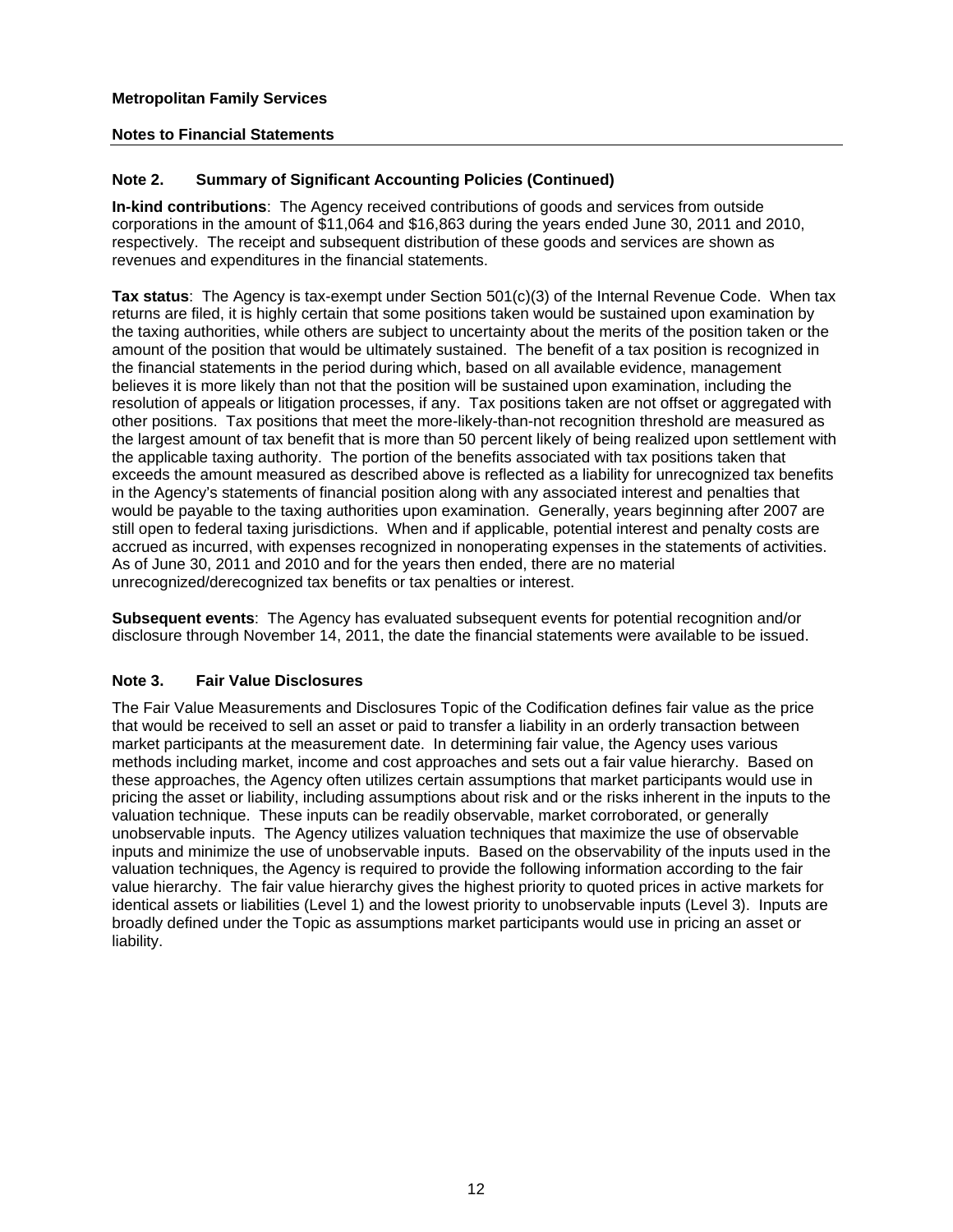**Metropolitan Family Services**

**Notes to Financial Statements**

## Note 2. Summary of Significant Accounting Policies (Continued)

**In-kind contributions**: The Agency received contributions of goods and services from outside corporations in the amount of $11,064 and $16,863 during the years ended June 30, 2011 and 2010, respectively. The receipt and subsequent distribution of these goods and services are shown as revenues and expenditures in the financial statements.

**Tax status**: The Agency is tax-exempt under Section 501(c)(3) of the Internal Revenue Code. When tax returns are filed, it is highly certain that some positions taken would be sustained upon examination by the taxing authorities, while others are subject to uncertainty about the merits of the position taken or the amount of the position that would be ultimately sustained. The benefit of a tax position is recognized in the financial statements in the period during which, based on all available evidence, management believes it is more likely than not that the position will be sustained upon examination, including the resolution of appeals or litigation processes, if any. Tax positions taken are not offset or aggregated with other positions. Tax positions that meet the more-likely-than-not recognition threshold are measured as the largest amount of tax benefit that is more than 50 percent likely of being realized upon settlement with the applicable taxing authority. The portion of the benefits associated with tax positions taken that exceeds the amount measured as described above is reflected as a liability for unrecognized tax benefits in the Agency's statements of financial position along with any associated interest and penalties that would be payable to the taxing authorities upon examination. Generally, years beginning after 2007 are still open to federal taxing jurisdictions. When and if applicable, potential interest and penalty costs are accrued as incurred, with expenses recognized in nonoperating expenses in the statements of activities. As of June 30, 2011 and 2010 and for the years then ended, there are no material unrecognized/derecognized tax benefits or tax penalties or interest.

**Subsequent events**: The Agency has evaluated subsequent events for potential recognition and/or disclosure through November 14, 2011, the date the financial statements were available to be issued.

## Note 3. Fair Value Disclosures

The Fair Value Measurements and Disclosures Topic of the Codification defines fair value as the price that would be received to sell an asset or paid to transfer a liability in an orderly transaction between market participants at the measurement date. In determining fair value, the Agency uses various methods including market, income and cost approaches and sets out a fair value hierarchy. Based on these approaches, the Agency often utilizes certain assumptions that market participants would use in pricing the asset or liability, including assumptions about risk and or the risks inherent in the inputs to the valuation technique. These inputs can be readily observable, market corroborated, or generally unobservable inputs. The Agency utilizes valuation techniques that maximize the use of observable inputs and minimize the use of unobservable inputs. Based on the observability of the inputs used in the valuation techniques, the Agency is required to provide the following information according to the fair value hierarchy. The fair value hierarchy gives the highest priority to quoted prices in active markets for identical assets or liabilities (Level 1) and the lowest priority to unobservable inputs (Level 3). Inputs are broadly defined under the Topic as assumptions market participants would use in pricing an asset or liability.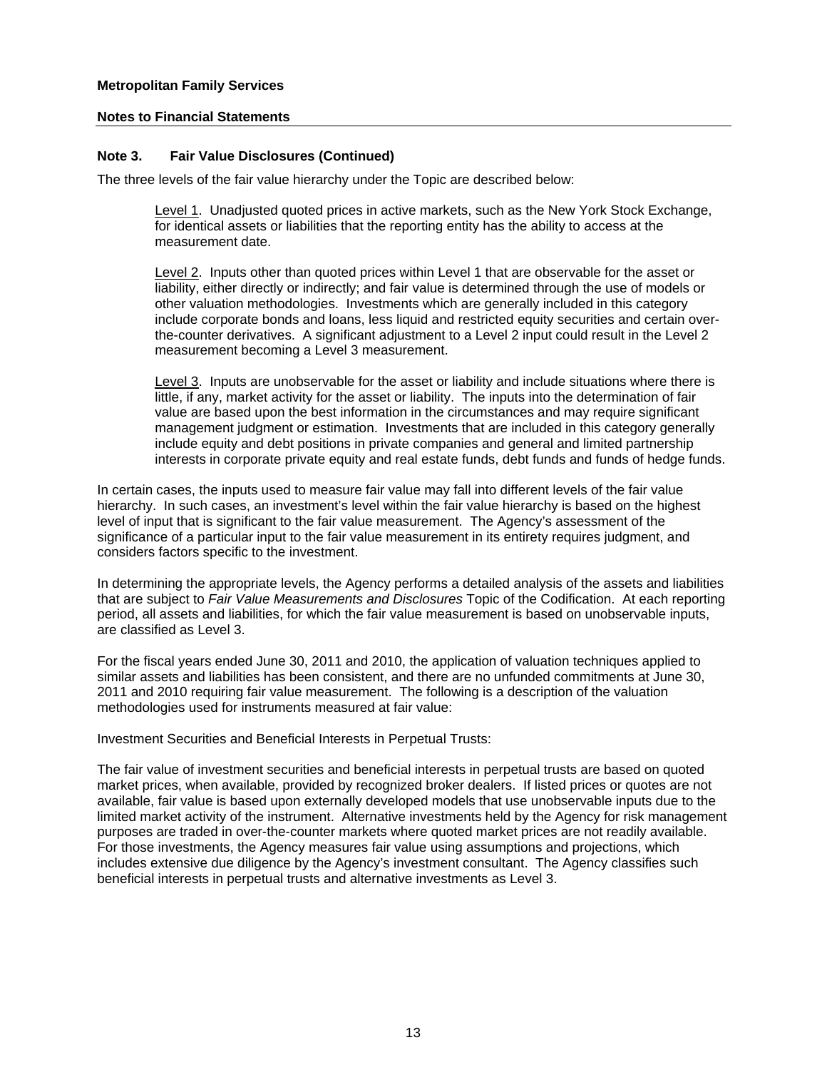**Metropolitan Family Services**

**Notes to Financial Statements**

### Note 3. Fair Value Disclosures (Continued)

The three levels of the fair value hierarchy under the Topic are described below:

> Level 1. Unadjusted quoted prices in active markets, such as the New York Stock Exchange, for identical assets or liabilities that the reporting entity has the ability to access at the measurement date.
>
> Level 2. Inputs other than quoted prices within Level 1 that are observable for the asset or liability, either directly or indirectly; and fair value is determined through the use of models or other valuation methodologies. Investments which are generally included in this category include corporate bonds and loans, less liquid and restricted equity securities and certain over-the-counter derivatives. A significant adjustment to a Level 2 input could result in the Level 2 measurement becoming a Level 3 measurement.
>
> Level 3. Inputs are unobservable for the asset or liability and include situations where there is little, if any, market activity for the asset or liability. The inputs into the determination of fair value are based upon the best information in the circumstances and may require significant management judgment or estimation. Investments that are included in this category generally include equity and debt positions in private companies and general and limited partnership interests in corporate private equity and real estate funds, debt funds and funds of hedge funds.

In certain cases, the inputs used to measure fair value may fall into different levels of the fair value hierarchy. In such cases, an investment's level within the fair value hierarchy is based on the highest level of input that is significant to the fair value measurement. The Agency's assessment of the significance of a particular input to the fair value measurement in its entirety requires judgment, and considers factors specific to the investment.

In determining the appropriate levels, the Agency performs a detailed analysis of the assets and liabilities that are subject to *Fair Value Measurements and Disclosures* Topic of the Codification. At each reporting period, all assets and liabilities, for which the fair value measurement is based on unobservable inputs, are classified as Level 3.

For the fiscal years ended June 30, 2011 and 2010, the application of valuation techniques applied to similar assets and liabilities has been consistent, and there are no unfunded commitments at June 30, 2011 and 2010 requiring fair value measurement. The following is a description of the valuation methodologies used for instruments measured at fair value:

Investment Securities and Beneficial Interests in Perpetual Trusts:

The fair value of investment securities and beneficial interests in perpetual trusts are based on quoted market prices, when available, provided by recognized broker dealers. If listed prices or quotes are not available, fair value is based upon externally developed models that use unobservable inputs due to the limited market activity of the instrument. Alternative investments held by the Agency for risk management purposes are traded in over-the-counter markets where quoted market prices are not readily available. For those investments, the Agency measures fair value using assumptions and projections, which includes extensive due diligence by the Agency's investment consultant. The Agency classifies such beneficial interests in perpetual trusts and alternative investments as Level 3.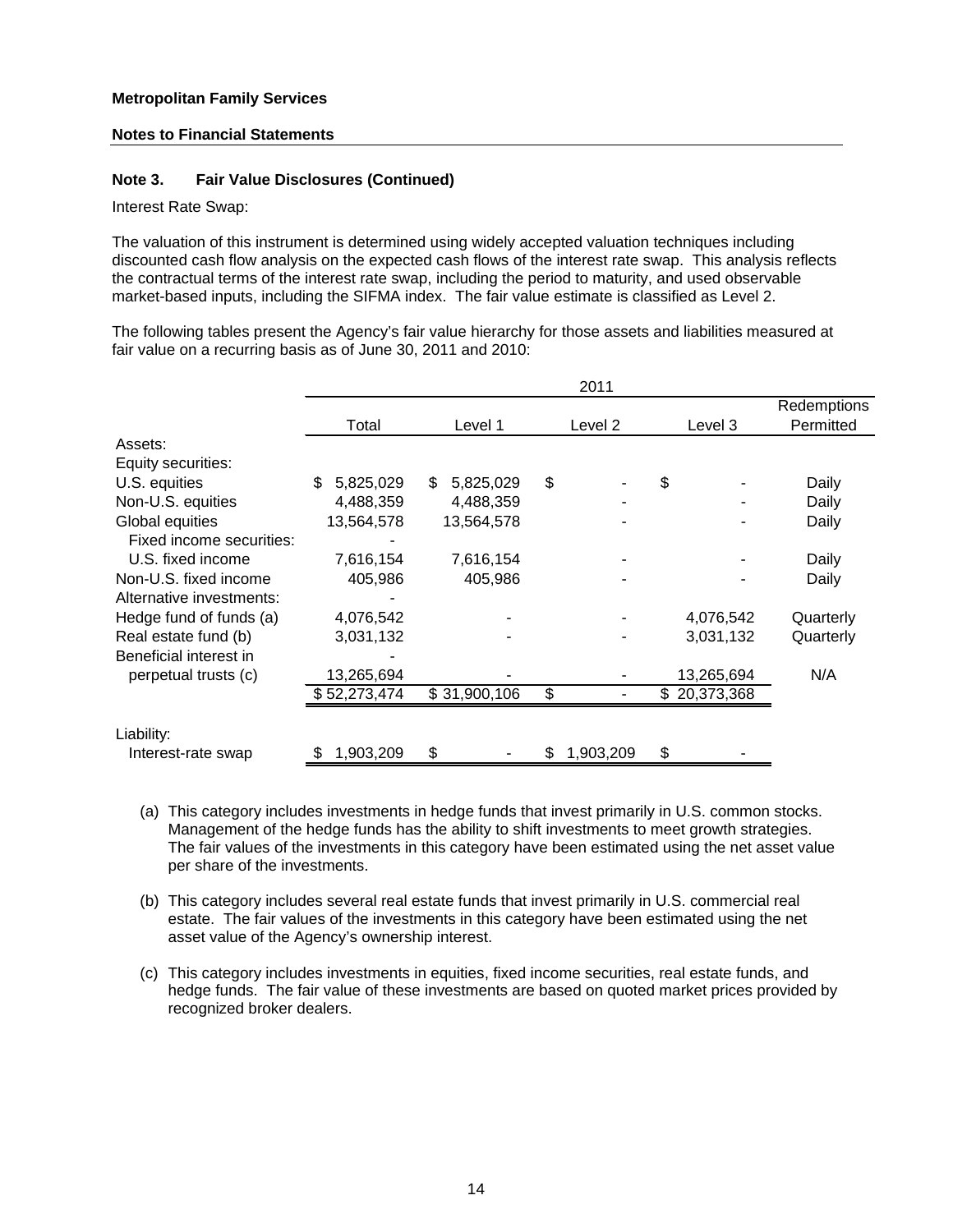**Metropolitan Family Services**

**Notes to Financial Statements**

**Note 3. Fair Value Disclosures (Continued)**

Interest Rate Swap:

The valuation of this instrument is determined using widely accepted valuation techniques including discounted cash flow analysis on the expected cash flows of the interest rate swap. This analysis reflects the contractual terms of the interest rate swap, including the period to maturity, and used observable market-based inputs, including the SIFMA index. The fair value estimate is classified as Level 2.

The following tables present the Agency's fair value hierarchy for those assets and liabilities measured at fair value on a recurring basis as of June 30, 2011 and 2010:

| | 2011 | | | | |
|---|---|---|---|---|---|
| | Total | Level 1 | Level 2 | Level 3 | Redemptions Permitted |
| Assets: | | | | | |
| Equity securities: | | | | | |
| U.S. equities | $ 5,825,029 | $ 5,825,029 | $ - | $ - | Daily |
| Non-U.S. equities | 4,488,359 | 4,488,359 | - | - | Daily |
| Global equities | 13,564,578 | 13,564,578 | - | - | Daily |
| Fixed income securities: | - | | | | |
| U.S. fixed income | 7,616,154 | 7,616,154 | - | - | Daily |
| Non-U.S. fixed income | 405,986 | 405,986 | - | - | Daily |
| Alternative investments: | - | | | | |
| Hedge fund of funds (a) | 4,076,542 | - | - | 4,076,542 | Quarterly |
| Real estate fund (b) | 3,031,132 | - | - | 3,031,132 | Quarterly |
| Beneficial interest in | - | | | | |
| perpetual trusts (c) | 13,265,694 | - | - | 13,265,694 | N/A |
| | $ 52,273,474 | $ 31,900,106 | $ - | $ 20,373,368 | |
| Liability: | | | | | |
| Interest-rate swap | $ 1,903,209 | $ - | $ 1,903,209 | $ - | |

(a) This category includes investments in hedge funds that invest primarily in U.S. common stocks. Management of the hedge funds has the ability to shift investments to meet growth strategies. The fair values of the investments in this category have been estimated using the net asset value per share of the investments.

(b) This category includes several real estate funds that invest primarily in U.S. commercial real estate. The fair values of the investments in this category have been estimated using the net asset value of the Agency's ownership interest.

(c) This category includes investments in equities, fixed income securities, real estate funds, and hedge funds. The fair value of these investments are based on quoted market prices provided by recognized broker dealers.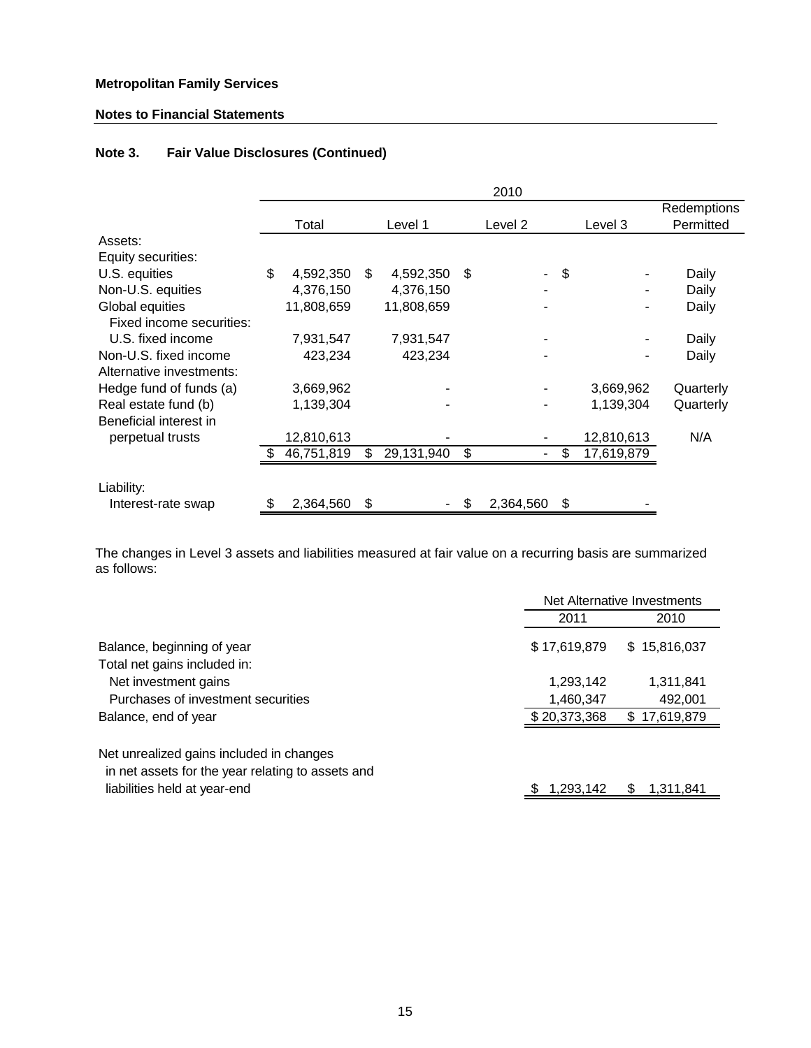**Metropolitan Family Services**

**Notes to Financial Statements**

## Note 3. Fair Value Disclosures (Continued)

| | 2010 | | | | |
|---|---|---|---|---|---|
| | Total | Level 1 | Level 2 | Level 3 | Redemptions Permitted |
| Assets: | | | | | |
| Equity securities: | | | | | |
| U.S. equities | $ 4,592,350 | $ 4,592,350 | $ - | $ - | Daily |
| Non-U.S. equities | 4,376,150 | 4,376,150 | - | - | Daily |
| Global equities | 11,808,659 | 11,808,659 | - | - | Daily |
| Fixed income securities: | | | | | |
| U.S. fixed income | 7,931,547 | 7,931,547 | - | - | Daily |
| Non-U.S. fixed income | 423,234 | 423,234 | - | - | Daily |
| Alternative investments: | | | | | |
| Hedge fund of funds (a) | 3,669,962 | - | - | 3,669,962 | Quarterly |
| Real estate fund (b) | 1,139,304 | - | - | 1,139,304 | Quarterly |
| Beneficial interest in perpetual trusts | 12,810,613 | - | - | 12,810,613 | N/A |
| | $ 46,751,819 | $ 29,131,940 | $ - | $ 17,619,879 | |
| Liability: | | | | | |
| Interest-rate swap | $ 2,364,560 | $ - | $ 2,364,560 | $ - | |

The changes in Level 3 assets and liabilities measured at fair value on a recurring basis are summarized as follows:

| | Net Alternative Investments | |
|---|---|---|
| | 2011 | 2010 |
| Balance, beginning of year | $ 17,619,879 | $ 15,816,037 |
| Total net gains included in: | | |
| Net investment gains | 1,293,142 | 1,311,841 |
| Purchases of investment securities | 1,460,347 | 492,001 |
| Balance, end of year | $ 20,373,368 | $ 17,619,879 |
| Net unrealized gains included in changes in net assets for the year relating to assets and liabilities held at year-end | $ 1,293,142 | $ 1,311,841 |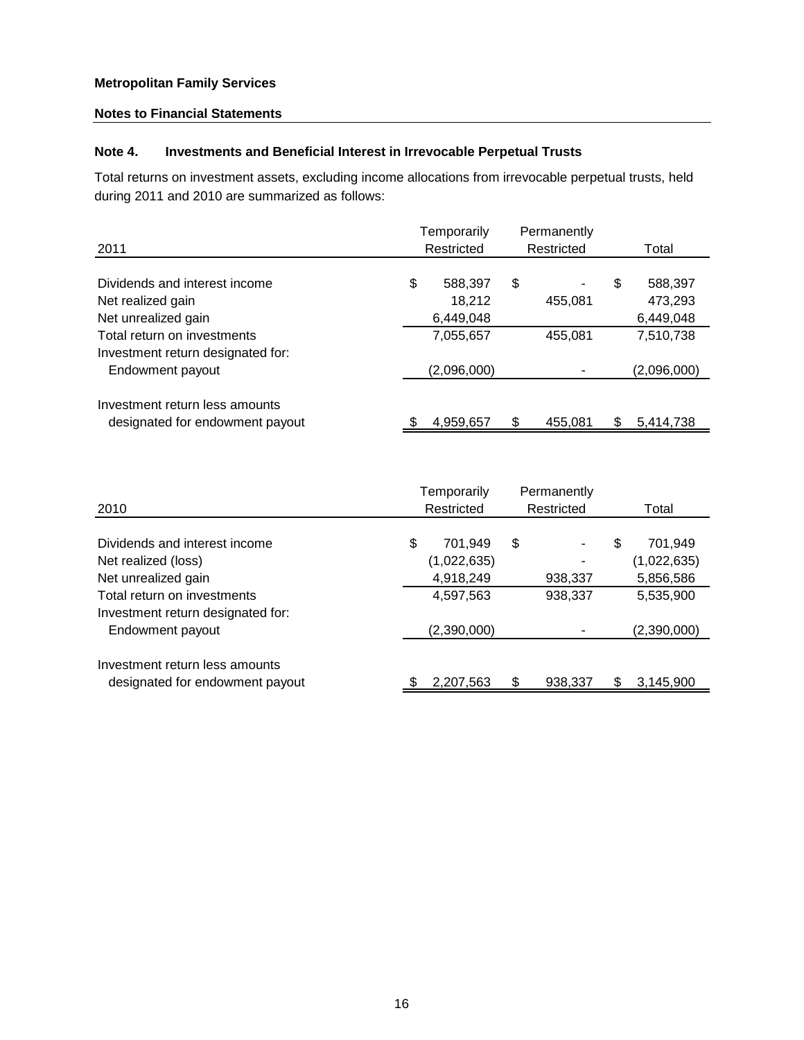**Metropolitan Family Services**

**Notes to Financial Statements**

## Note 4. Investments and Beneficial Interest in Irrevocable Perpetual Trusts

Total returns on investment assets, excluding income allocations from irrevocable perpetual trusts, held during 2011 and 2010 are summarized as follows:

| 2011 | Temporarily Restricted | Permanently Restricted | Total |
|---|---|---|---|
| Dividends and interest income | $ 588,397 | $ - | $ 588,397 |
| Net realized gain | 18,212 | 455,081 | 473,293 |
| Net unrealized gain | 6,449,048 | | 6,449,048 |
| Total return on investments | 7,055,657 | 455,081 | 7,510,738 |
| Investment return designated for: | | | |
| Endowment payout | (2,096,000) | - | (2,096,000) |
| Investment return less amounts designated for endowment payout | $ 4,959,657 | $ 455,081 | $ 5,414,738 |

| 2010 | Temporarily Restricted | Permanently Restricted | Total |
|---|---|---|---|
| Dividends and interest income | $ 701,949 | $ - | $ 701,949 |
| Net realized (loss) | (1,022,635) | - | (1,022,635) |
| Net unrealized gain | 4,918,249 | 938,337 | 5,856,586 |
| Total return on investments | 4,597,563 | 938,337 | 5,535,900 |
| Investment return designated for: | | | |
| Endowment payout | (2,390,000) | - | (2,390,000) |
| Investment return less amounts designated for endowment payout | $ 2,207,563 | $ 938,337 | $ 3,145,900 |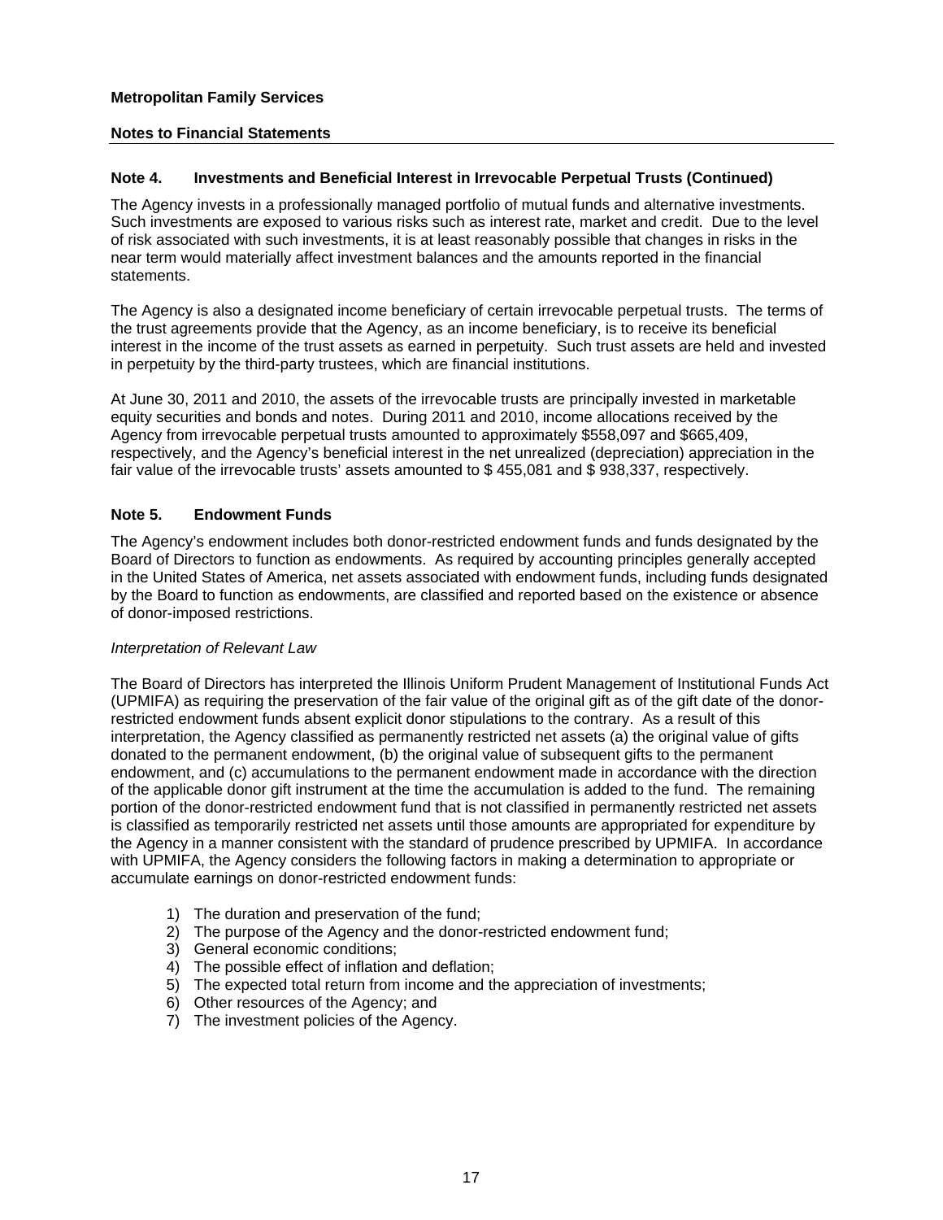**Metropolitan Family Services**

**Notes to Financial Statements**

### Note 4. Investments and Beneficial Interest in Irrevocable Perpetual Trusts (Continued)

The Agency invests in a professionally managed portfolio of mutual funds and alternative investments. Such investments are exposed to various risks such as interest rate, market and credit. Due to the level of risk associated with such investments, it is at least reasonably possible that changes in risks in the near term would materially affect investment balances and the amounts reported in the financial statements.

The Agency is also a designated income beneficiary of certain irrevocable perpetual trusts. The terms of the trust agreements provide that the Agency, as an income beneficiary, is to receive its beneficial interest in the income of the trust assets as earned in perpetuity. Such trust assets are held and invested in perpetuity by the third-party trustees, which are financial institutions.

At June 30, 2011 and 2010, the assets of the irrevocable trusts are principally invested in marketable equity securities and bonds and notes. During 2011 and 2010, income allocations received by the Agency from irrevocable perpetual trusts amounted to approximately $558,097 and $665,409, respectively, and the Agency's beneficial interest in the net unrealized (depreciation) appreciation in the fair value of the irrevocable trusts' assets amounted to $ 455,081 and $ 938,337, respectively.

### Note 5. Endowment Funds

The Agency's endowment includes both donor-restricted endowment funds and funds designated by the Board of Directors to function as endowments. As required by accounting principles generally accepted in the United States of America, net assets associated with endowment funds, including funds designated by the Board to function as endowments, are classified and reported based on the existence or absence of donor-imposed restrictions.

*Interpretation of Relevant Law*

The Board of Directors has interpreted the Illinois Uniform Prudent Management of Institutional Funds Act (UPMIFA) as requiring the preservation of the fair value of the original gift as of the gift date of the donor-restricted endowment funds absent explicit donor stipulations to the contrary. As a result of this interpretation, the Agency classified as permanently restricted net assets (a) the original value of gifts donated to the permanent endowment, (b) the original value of subsequent gifts to the permanent endowment, and (c) accumulations to the permanent endowment made in accordance with the direction of the applicable donor gift instrument at the time the accumulation is added to the fund. The remaining portion of the donor-restricted endowment fund that is not classified in permanently restricted net assets is classified as temporarily restricted net assets until those amounts are appropriated for expenditure by the Agency in a manner consistent with the standard of prudence prescribed by UPMIFA. In accordance with UPMIFA, the Agency considers the following factors in making a determination to appropriate or accumulate earnings on donor-restricted endowment funds:

1) The duration and preservation of the fund;
2) The purpose of the Agency and the donor-restricted endowment fund;
3) General economic conditions;
4) The possible effect of inflation and deflation;
5) The expected total return from income and the appreciation of investments;
6) Other resources of the Agency; and
7) The investment policies of the Agency.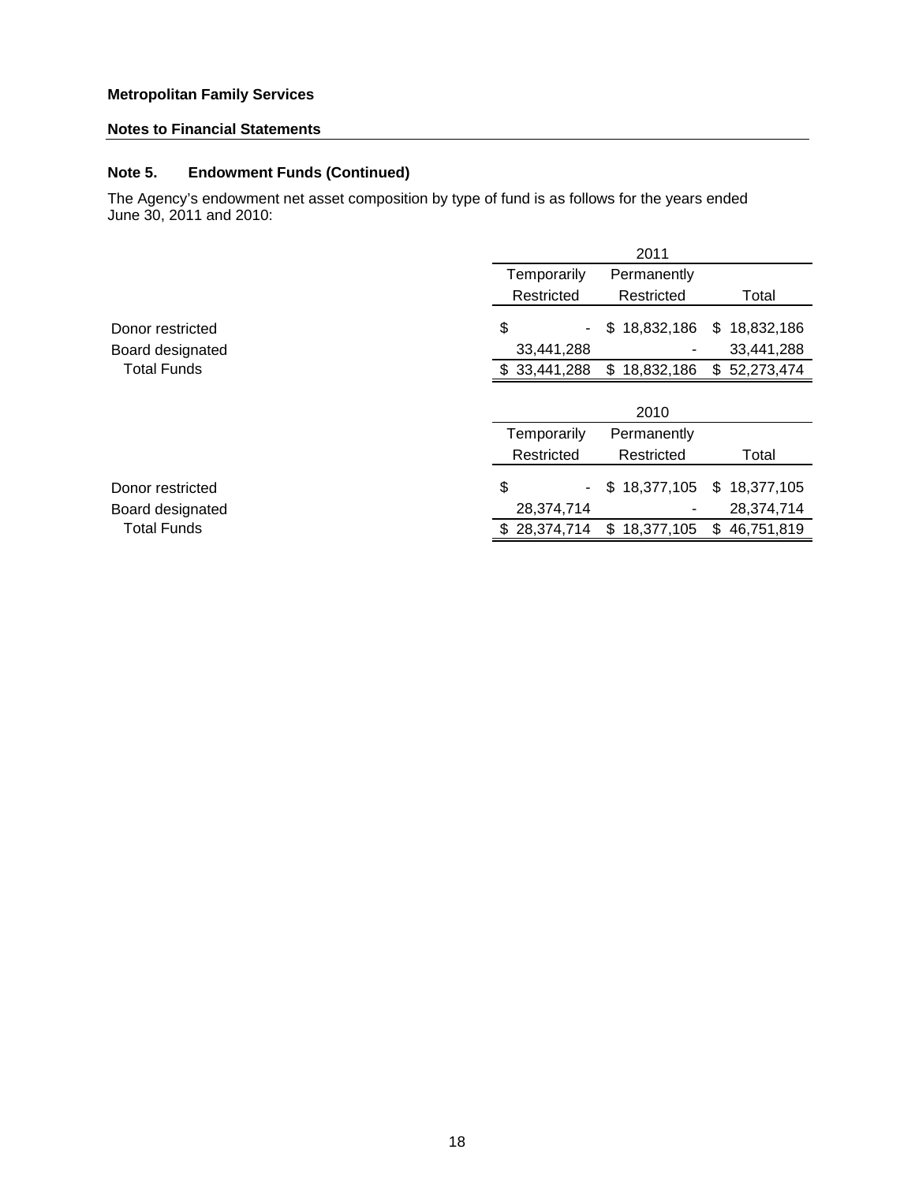**Metropolitan Family Services**

**Notes to Financial Statements**

### Note 5. Endowment Funds (Continued)

The Agency's endowment net asset composition by type of fund is as follows for the years ended June 30, 2011 and 2010:

| | 2011 | | |
|---|---|---|---|
| | Temporarily Restricted | Permanently Restricted | Total |
| Donor restricted | $ - | $ 18,832,186 | $ 18,832,186 |
| Board designated | 33,441,288 | - | 33,441,288 |
| Total Funds | $ 33,441,288 | $ 18,832,186 | $ 52,273,474 |

| | 2010 | | |
|---|---|---|---|
| | Temporarily Restricted | Permanently Restricted | Total |
| Donor restricted | $ - | $ 18,377,105 | $ 18,377,105 |
| Board designated | 28,374,714 | - | 28,374,714 |
| Total Funds | $ 28,374,714 | $ 18,377,105 | $ 46,751,819 |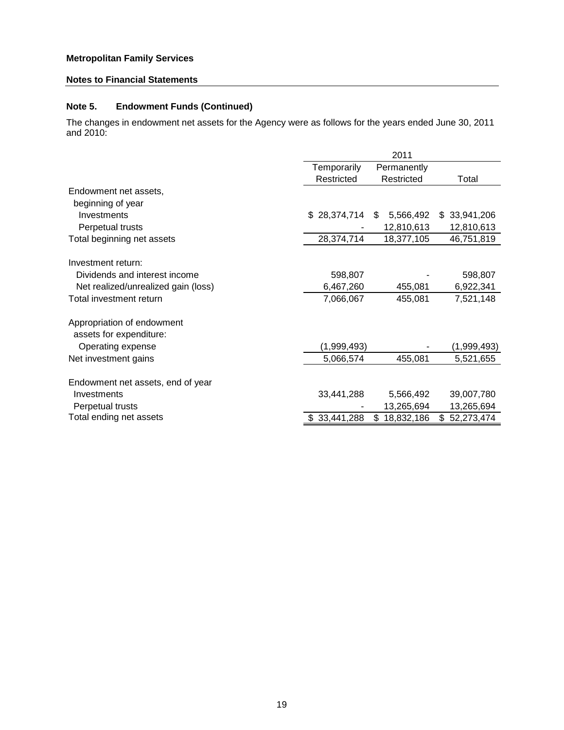**Metropolitan Family Services**

**Notes to Financial Statements**

### Note 5. Endowment Funds (Continued)

The changes in endowment net assets for the Agency were as follows for the years ended June 30, 2011 and 2010:

| | 2011 | | |
|---|---|---|---|
| | Temporarily Restricted | Permanently Restricted | Total |
| Endowment net assets, beginning of year | | | |
| Investments | $ 28,374,714 | $ 5,566,492 | $ 33,941,206 |
| Perpetual trusts | - | 12,810,613 | 12,810,613 |
| Total beginning net assets | 28,374,714 | 18,377,105 | 46,751,819 |
| Investment return: | | | |
| Dividends and interest income | 598,807 | - | 598,807 |
| Net realized/unrealized gain (loss) | 6,467,260 | 455,081 | 6,922,341 |
| Total investment return | 7,066,067 | 455,081 | 7,521,148 |
| Appropriation of endowment assets for expenditure: | | | |
| Operating expense | (1,999,493) | - | (1,999,493) |
| Net investment gains | 5,066,574 | 455,081 | 5,521,655 |
| Endowment net assets, end of year | | | |
| Investments | 33,441,288 | 5,566,492 | 39,007,780 |
| Perpetual trusts | - | 13,265,694 | 13,265,694 |
| Total ending net assets | $ 33,441,288 | $ 18,832,186 | $ 52,273,474 |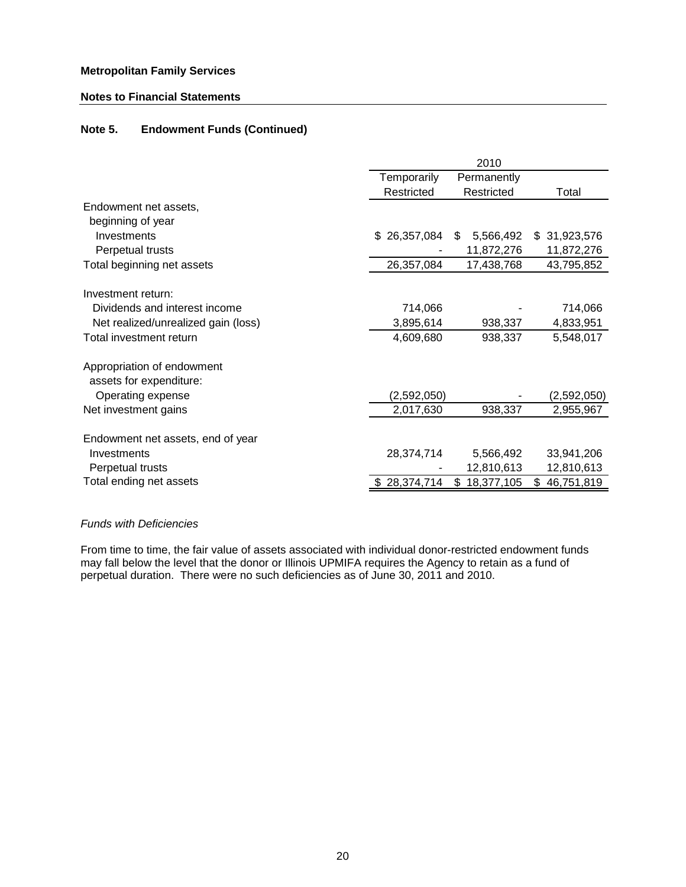**Metropolitan Family Services**

**Notes to Financial Statements**

### Note 5. Endowment Funds (Continued)

| | 2010 | | |
|---|---|---|---|
| | Temporarily Restricted | Permanently Restricted | Total |
| Endowment net assets, beginning of year | | | |
| Investments | $ 26,357,084 | $ 5,566,492 | $ 31,923,576 |
| Perpetual trusts | - | 11,872,276 | 11,872,276 |
| Total beginning net assets | 26,357,084 | 17,438,768 | 43,795,852 |
| Investment return: | | | |
| Dividends and interest income | 714,066 | - | 714,066 |
| Net realized/unrealized gain (loss) | 3,895,614 | 938,337 | 4,833,951 |
| Total investment return | 4,609,680 | 938,337 | 5,548,017 |
| Appropriation of endowment assets for expenditure: | | | |
| Operating expense | (2,592,050) | - | (2,592,050) |
| Net investment gains | 2,017,630 | 938,337 | 2,955,967 |
| Endowment net assets, end of year | | | |
| Investments | 28,374,714 | 5,566,492 | 33,941,206 |
| Perpetual trusts | - | 12,810,613 | 12,810,613 |
| Total ending net assets | $ 28,374,714 | $ 18,377,105 | $ 46,751,819 |

*Funds with Deficiencies*

From time to time, the fair value of assets associated with individual donor-restricted endowment funds may fall below the level that the donor or Illinois UPMIFA requires the Agency to retain as a fund of perpetual duration. There were no such deficiencies as of June 30, 2011 and 2010.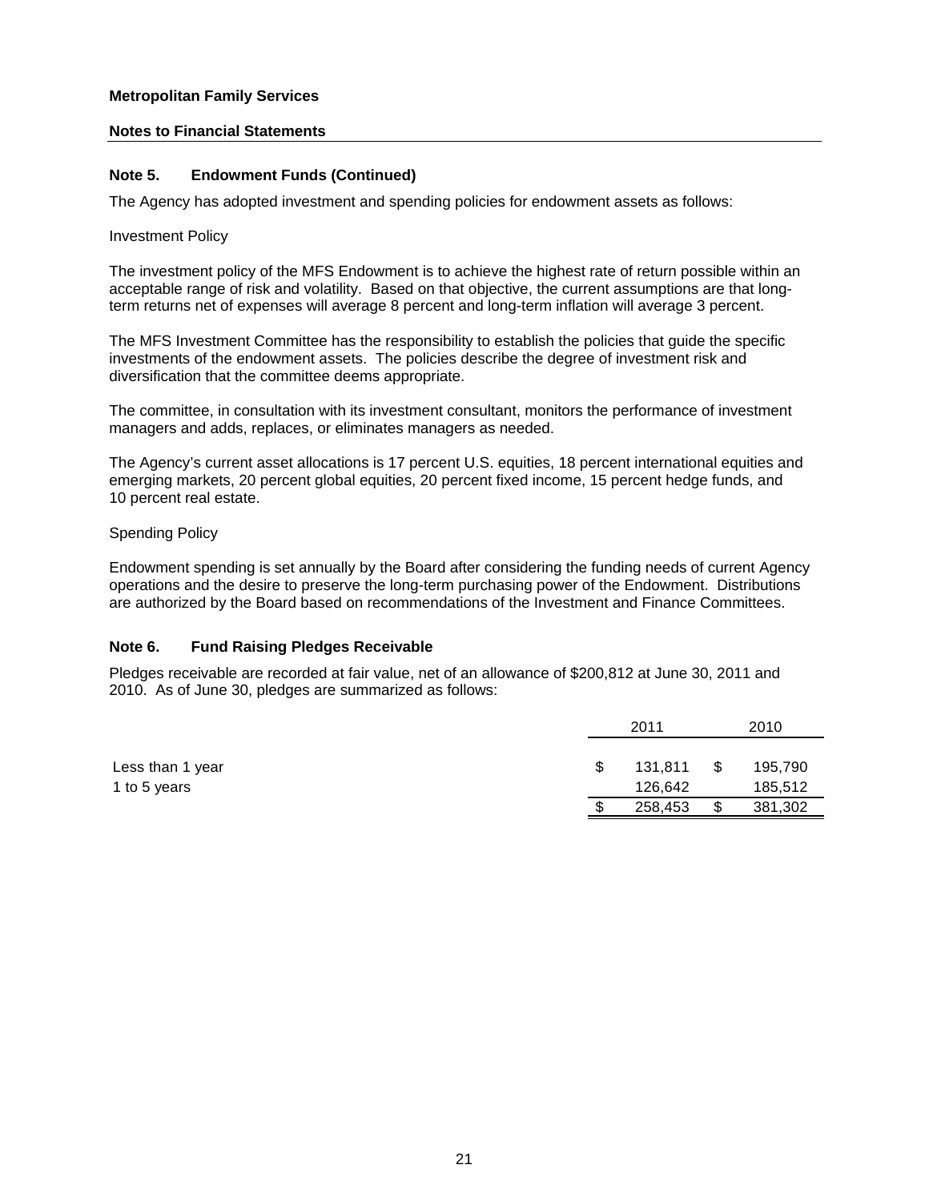**Metropolitan Family Services**

**Notes to Financial Statements**

### Note 5. Endowment Funds (Continued)

The Agency has adopted investment and spending policies for endowment assets as follows:

Investment Policy

The investment policy of the MFS Endowment is to achieve the highest rate of return possible within an acceptable range of risk and volatility. Based on that objective, the current assumptions are that long-term returns net of expenses will average 8 percent and long-term inflation will average 3 percent.

The MFS Investment Committee has the responsibility to establish the policies that guide the specific investments of the endowment assets. The policies describe the degree of investment risk and diversification that the committee deems appropriate.

The committee, in consultation with its investment consultant, monitors the performance of investment managers and adds, replaces, or eliminates managers as needed.

The Agency's current asset allocations is 17 percent U.S. equities, 18 percent international equities and emerging markets, 20 percent global equities, 20 percent fixed income, 15 percent hedge funds, and 10 percent real estate.

Spending Policy

Endowment spending is set annually by the Board after considering the funding needs of current Agency operations and the desire to preserve the long-term purchasing power of the Endowment. Distributions are authorized by the Board based on recommendations of the Investment and Finance Committees.

### Note 6. Fund Raising Pledges Receivable

Pledges receivable are recorded at fair value, net of an allowance of $200,812 at June 30, 2011 and 2010. As of June 30, pledges are summarized as follows:

| | 2011 | 2010 |
|---|---|---|
| Less than 1 year | $ 131,811 | $ 195,790 |
| 1 to 5 years | 126,642 | 185,512 |
| | $ 258,453 | $ 381,302 |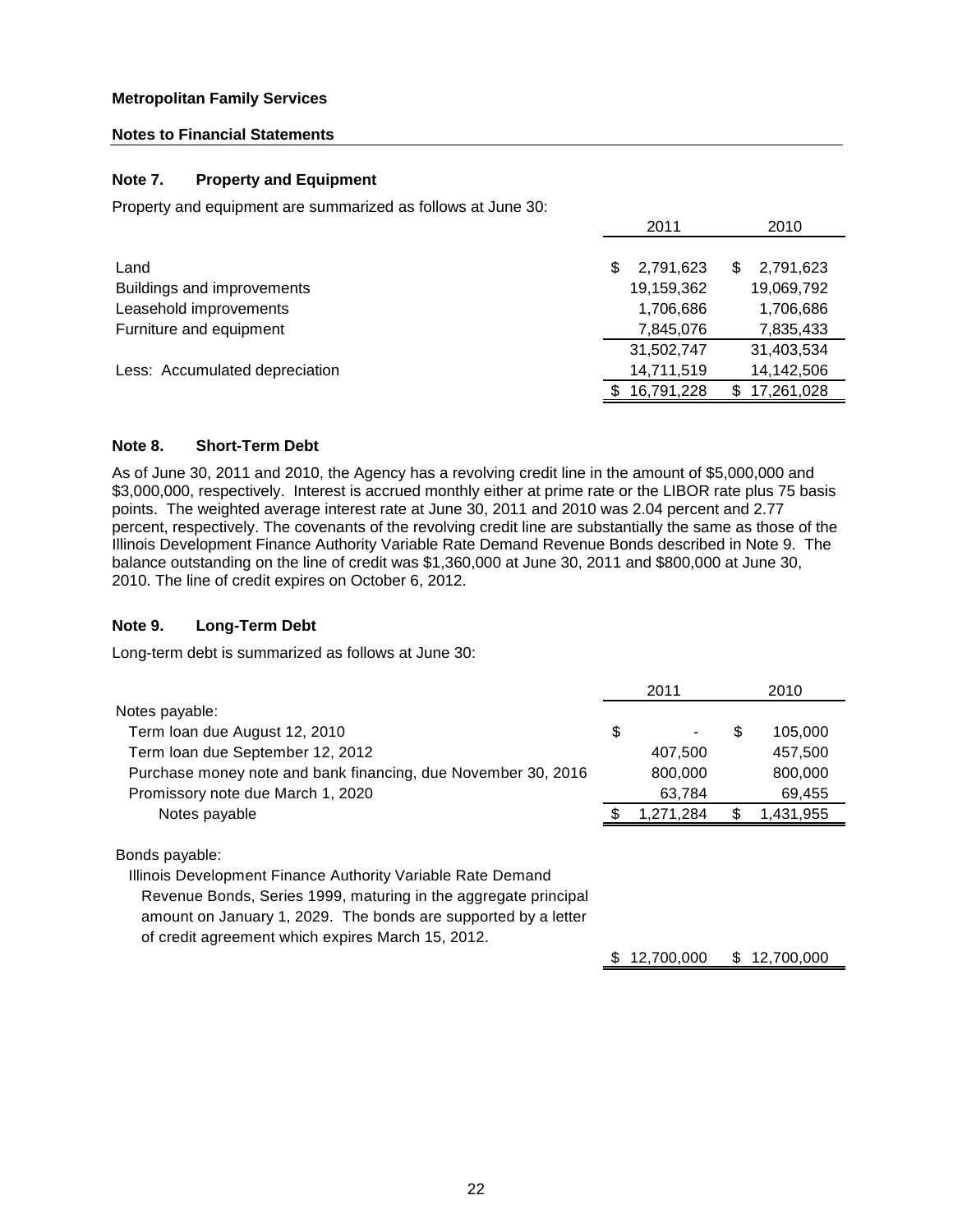**Metropolitan Family Services**

**Notes to Financial Statements**

### Note 7. Property and Equipment

Property and equipment are summarized as follows at June 30:

| | 2011 | 2010 |
|---|---|---|
| Land | $ 2,791,623 | $ 2,791,623 |
| Buildings and improvements | 19,159,362 | 19,069,792 |
| Leasehold improvements | 1,706,686 | 1,706,686 |
| Furniture and equipment | 7,845,076 | 7,835,433 |
| | 31,502,747 | 31,403,534 |
| Less: Accumulated depreciation | 14,711,519 | 14,142,506 |
| | $ 16,791,228 | $ 17,261,028 |

### Note 8. Short-Term Debt

As of June 30, 2011 and 2010, the Agency has a revolving credit line in the amount of $5,000,000 and $3,000,000, respectively. Interest is accrued monthly either at prime rate or the LIBOR rate plus 75 basis points. The weighted average interest rate at June 30, 2011 and 2010 was 2.04 percent and 2.77 percent, respectively. The covenants of the revolving credit line are substantially the same as those of the Illinois Development Finance Authority Variable Rate Demand Revenue Bonds described in Note 9. The balance outstanding on the line of credit was $1,360,000 at June 30, 2011 and $800,000 at June 30, 2010. The line of credit expires on October 6, 2012.

### Note 9. Long-Term Debt

Long-term debt is summarized as follows at June 30:

| | 2011 | 2010 |
|---|---|---|
| Notes payable: | | |
| Term loan due August 12, 2010 | $ - | $ 105,000 |
| Term loan due September 12, 2012 | 407,500 | 457,500 |
| Purchase money note and bank financing, due November 30, 2016 | 800,000 | 800,000 |
| Promissory note due March 1, 2020 | 63,784 | 69,455 |
| Notes payable | $ 1,271,284 | $ 1,431,955 |
| | | |
| Bonds payable: | | |
| Illinois Development Finance Authority Variable Rate Demand Revenue Bonds, Series 1999, maturing in the aggregate principal amount on January 1, 2029. The bonds are supported by a letter of credit agreement which expires March 15, 2012. | $ 12,700,000 | $ 12,700,000 |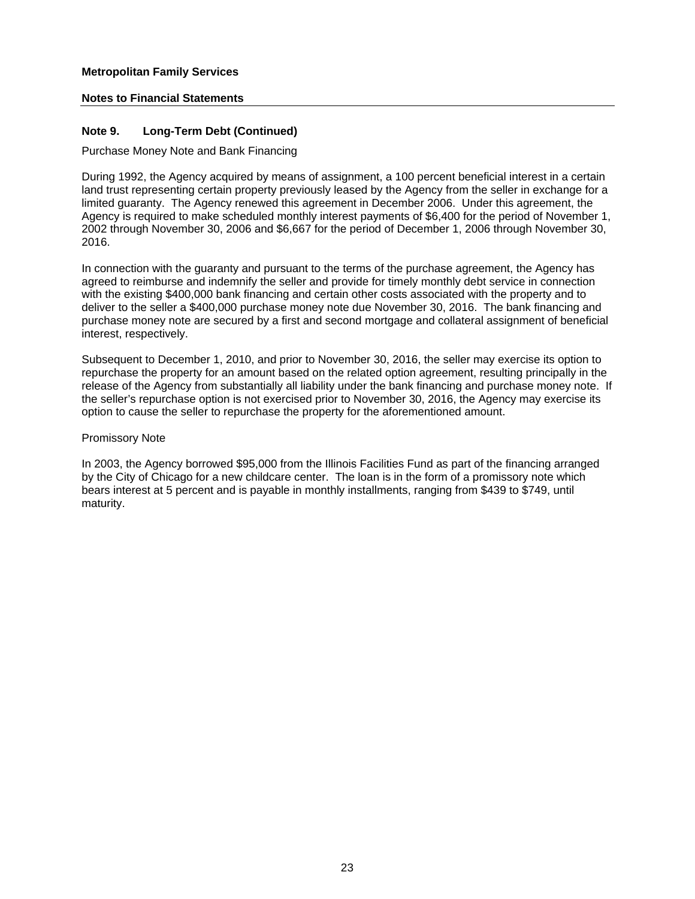**Metropolitan Family Services**

**Notes to Financial Statements**

## Note 9. Long-Term Debt (Continued)

Purchase Money Note and Bank Financing

During 1992, the Agency acquired by means of assignment, a 100 percent beneficial interest in a certain land trust representing certain property previously leased by the Agency from the seller in exchange for a limited guaranty. The Agency renewed this agreement in December 2006. Under this agreement, the Agency is required to make scheduled monthly interest payments of $6,400 for the period of November 1, 2002 through November 30, 2006 and $6,667 for the period of December 1, 2006 through November 30, 2016.

In connection with the guaranty and pursuant to the terms of the purchase agreement, the Agency has agreed to reimburse and indemnify the seller and provide for timely monthly debt service in connection with the existing $400,000 bank financing and certain other costs associated with the property and to deliver to the seller a $400,000 purchase money note due November 30, 2016. The bank financing and purchase money note are secured by a first and second mortgage and collateral assignment of beneficial interest, respectively.

Subsequent to December 1, 2010, and prior to November 30, 2016, the seller may exercise its option to repurchase the property for an amount based on the related option agreement, resulting principally in the release of the Agency from substantially all liability under the bank financing and purchase money note. If the seller's repurchase option is not exercised prior to November 30, 2016, the Agency may exercise its option to cause the seller to repurchase the property for the aforementioned amount.

Promissory Note

In 2003, the Agency borrowed $95,000 from the Illinois Facilities Fund as part of the financing arranged by the City of Chicago for a new childcare center. The loan is in the form of a promissory note which bears interest at 5 percent and is payable in monthly installments, ranging from $439 to $749, until maturity.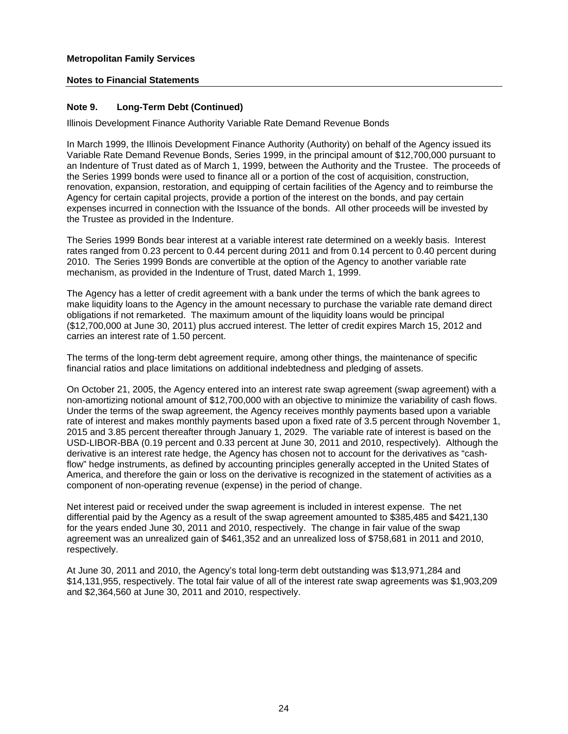**Metropolitan Family Services**

**Notes to Financial Statements**

## Note 9. Long-Term Debt (Continued)

Illinois Development Finance Authority Variable Rate Demand Revenue Bonds

In March 1999, the Illinois Development Finance Authority (Authority) on behalf of the Agency issued its Variable Rate Demand Revenue Bonds, Series 1999, in the principal amount of $12,700,000 pursuant to an Indenture of Trust dated as of March 1, 1999, between the Authority and the Trustee. The proceeds of the Series 1999 bonds were used to finance all or a portion of the cost of acquisition, construction, renovation, expansion, restoration, and equipping of certain facilities of the Agency and to reimburse the Agency for certain capital projects, provide a portion of the interest on the bonds, and pay certain expenses incurred in connection with the Issuance of the bonds. All other proceeds will be invested by the Trustee as provided in the Indenture.

The Series 1999 Bonds bear interest at a variable interest rate determined on a weekly basis. Interest rates ranged from 0.23 percent to 0.44 percent during 2011 and from 0.14 percent to 0.40 percent during 2010. The Series 1999 Bonds are convertible at the option of the Agency to another variable rate mechanism, as provided in the Indenture of Trust, dated March 1, 1999.

The Agency has a letter of credit agreement with a bank under the terms of which the bank agrees to make liquidity loans to the Agency in the amount necessary to purchase the variable rate demand direct obligations if not remarketed. The maximum amount of the liquidity loans would be principal ($12,700,000 at June 30, 2011) plus accrued interest. The letter of credit expires March 15, 2012 and carries an interest rate of 1.50 percent.

The terms of the long-term debt agreement require, among other things, the maintenance of specific financial ratios and place limitations on additional indebtedness and pledging of assets.

On October 21, 2005, the Agency entered into an interest rate swap agreement (swap agreement) with a non-amortizing notional amount of $12,700,000 with an objective to minimize the variability of cash flows. Under the terms of the swap agreement, the Agency receives monthly payments based upon a variable rate of interest and makes monthly payments based upon a fixed rate of 3.5 percent through November 1, 2015 and 3.85 percent thereafter through January 1, 2029. The variable rate of interest is based on the USD-LIBOR-BBA (0.19 percent and 0.33 percent at June 30, 2011 and 2010, respectively). Although the derivative is an interest rate hedge, the Agency has chosen not to account for the derivatives as "cash-flow" hedge instruments, as defined by accounting principles generally accepted in the United States of America, and therefore the gain or loss on the derivative is recognized in the statement of activities as a component of non-operating revenue (expense) in the period of change.

Net interest paid or received under the swap agreement is included in interest expense. The net differential paid by the Agency as a result of the swap agreement amounted to $385,485 and $421,130 for the years ended June 30, 2011 and 2010, respectively. The change in fair value of the swap agreement was an unrealized gain of $461,352 and an unrealized loss of $758,681 in 2011 and 2010, respectively.

At June 30, 2011 and 2010, the Agency's total long-term debt outstanding was $13,971,284 and $14,131,955, respectively. The total fair value of all of the interest rate swap agreements was $1,903,209 and $2,364,560 at June 30, 2011 and 2010, respectively.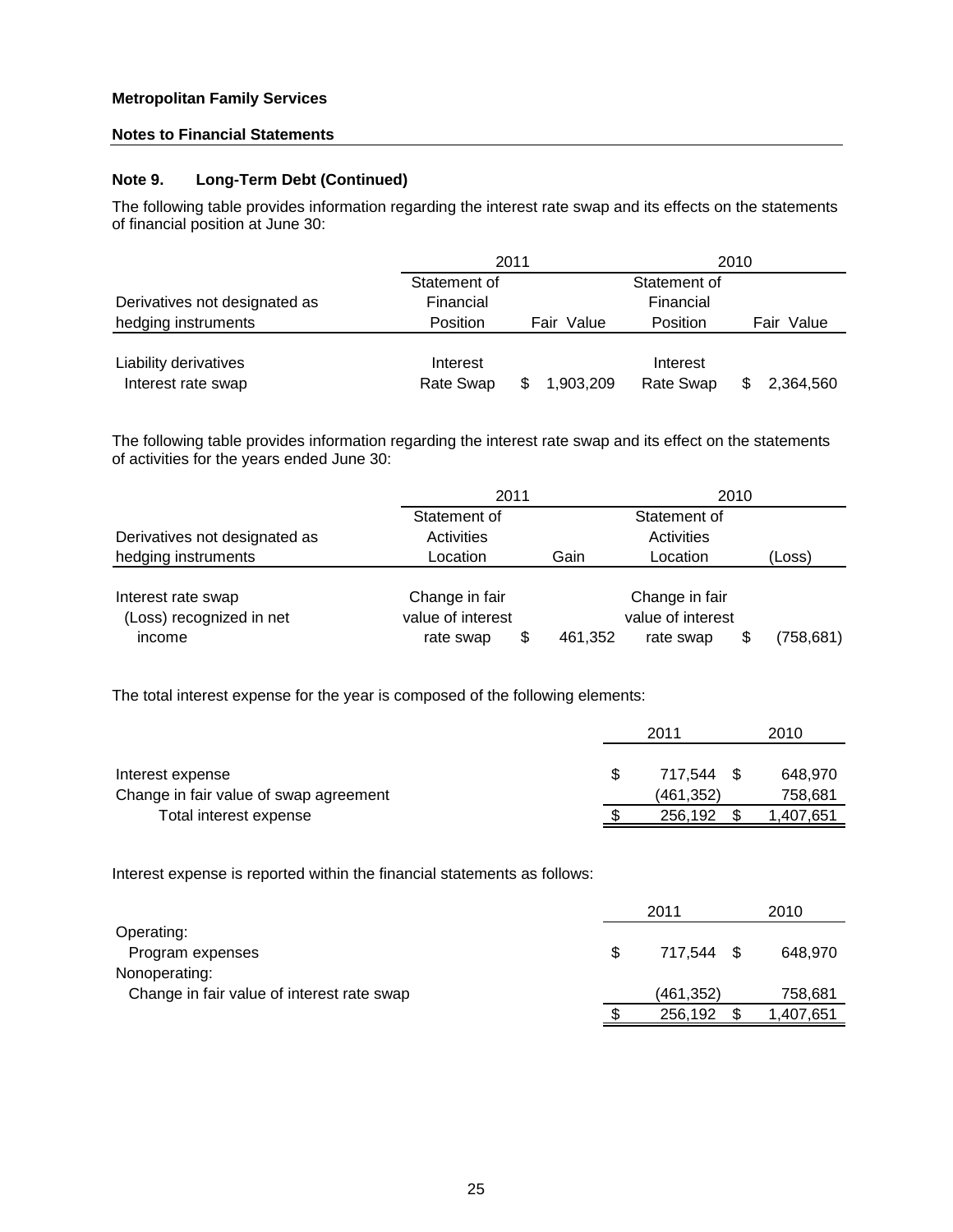**Metropolitan Family Services**

**Notes to Financial Statements**

### Note 9. Long-Term Debt (Continued)

The following table provides information regarding the interest rate swap and its effects on the statements of financial position at June 30:

| | 2011 | | 2010 | |
|---|---|---|---|---|
| Derivatives not designated as hedging instruments | Statement of Financial Position | Fair Value | Statement of Financial Position | Fair Value |
| Liability derivatives<br>Interest rate swap | Interest Rate Swap | $ 1,903,209 | Interest Rate Swap | $ 2,364,560 |

The following table provides information regarding the interest rate swap and its effect on the statements of activities for the years ended June 30:

| | 2011 | | 2010 | |
|---|---|---|---|---|
| Derivatives not designated as hedging instruments | Statement of Activities Location | Gain | Statement of Activities Location | (Loss) |
| Interest rate swap (Loss) recognized in net income | Change in fair value of interest rate swap | $ 461,352 | Change in fair value of interest rate swap | $ (758,681) |

The total interest expense for the year is composed of the following elements:

| | 2011 | 2010 |
|---|---|---|
| Interest expense | $ 717,544 | $ 648,970 |
| Change in fair value of swap agreement | (461,352) | 758,681 |
| Total interest expense | $ 256,192 | $ 1,407,651 |

Interest expense is reported within the financial statements as follows:

| | 2011 | 2010 |
|---|---|---|
| Operating: | | |
| Program expenses | $ 717,544 | $ 648,970 |
| Nonoperating: | | |
| Change in fair value of interest rate swap | (461,352) | 758,681 |
| | $ 256,192 | $ 1,407,651 |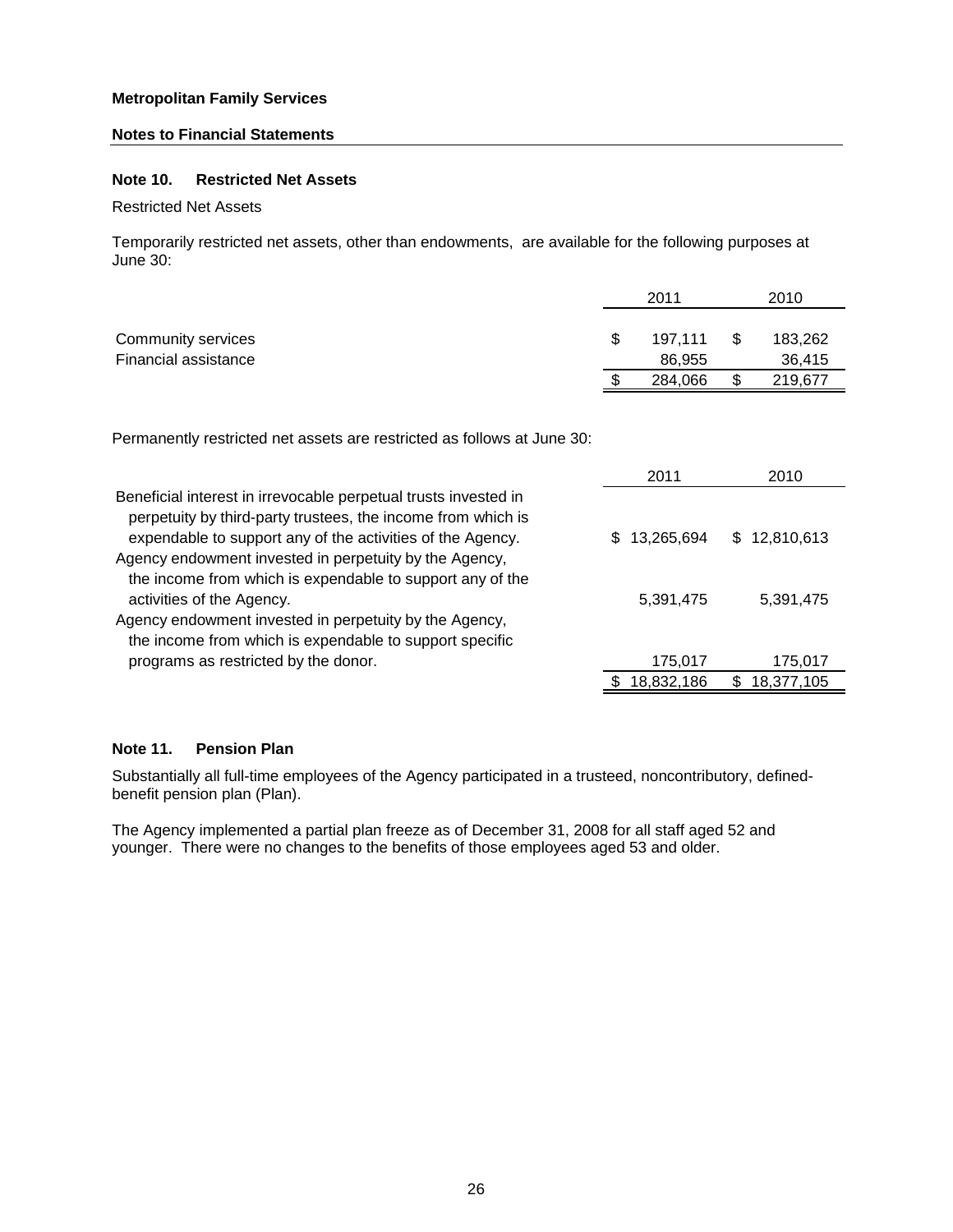**Metropolitan Family Services**

**Notes to Financial Statements**

### Note 10. Restricted Net Assets

Restricted Net Assets

Temporarily restricted net assets, other than endowments, are available for the following purposes at June 30:

| | 2011 | 2010 |
|---|---|---|
| Community services | $ 197,111 | $ 183,262 |
| Financial assistance | 86,955 | 36,415 |
| | $ 284,066 | $ 219,677 |

Permanently restricted net assets are restricted as follows at June 30:

| | 2011 | 2010 |
|---|---|---|
| Beneficial interest in irrevocable perpetual trusts invested in perpetuity by third-party trustees, the income from which is expendable to support any of the activities of the Agency. | $ 13,265,694 | $ 12,810,613 |
| Agency endowment invested in perpetuity by the Agency, the income from which is expendable to support any of the activities of the Agency. | 5,391,475 | 5,391,475 |
| Agency endowment invested in perpetuity by the Agency, the income from which is expendable to support specific programs as restricted by the donor. | 175,017 | 175,017 |
| | $ 18,832,186 | $ 18,377,105 |

### Note 11. Pension Plan

Substantially all full-time employees of the Agency participated in a trusteed, noncontributory, defined-benefit pension plan (Plan).

The Agency implemented a partial plan freeze as of December 31, 2008 for all staff aged 52 and younger. There were no changes to the benefits of those employees aged 53 and older.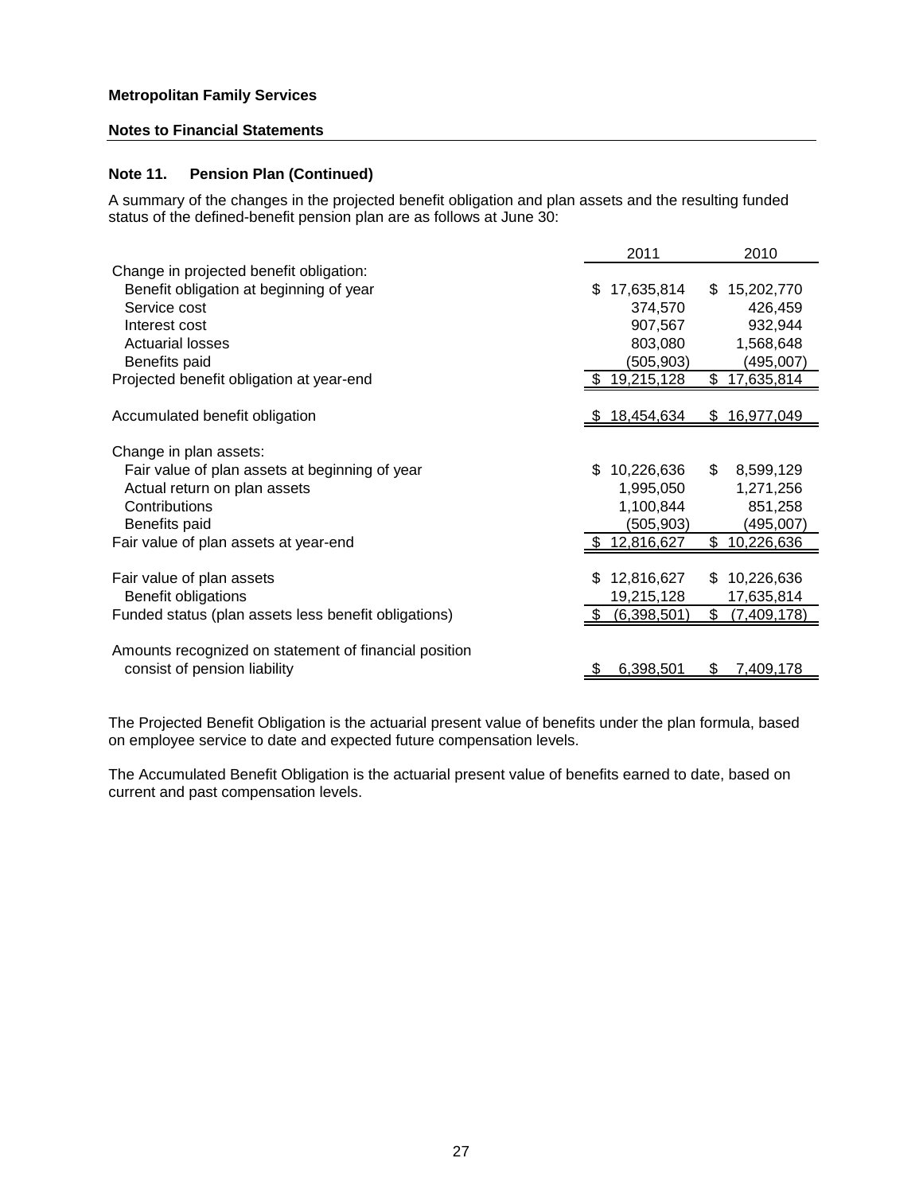**Metropolitan Family Services**

**Notes to Financial Statements**

### Note 11. Pension Plan (Continued)

A summary of the changes in the projected benefit obligation and plan assets and the resulting funded status of the defined-benefit pension plan are as follows at June 30:

| | 2011 | 2010 |
|---|---|---|
| Change in projected benefit obligation: | | |
| Benefit obligation at beginning of year | $ 17,635,814 | $ 15,202,770 |
| Service cost | 374,570 | 426,459 |
| Interest cost | 907,567 | 932,944 |
| Actuarial losses | 803,080 | 1,568,648 |
| Benefits paid | (505,903) | (495,007) |
| Projected benefit obligation at year-end | $ 19,215,128 | $ 17,635,814 |
| | | |
| Accumulated benefit obligation | $ 18,454,634 | $ 16,977,049 |
| | | |
| Change in plan assets: | | |
| Fair value of plan assets at beginning of year | $ 10,226,636 | $ 8,599,129 |
| Actual return on plan assets | 1,995,050 | 1,271,256 |
| Contributions | 1,100,844 | 851,258 |
| Benefits paid | (505,903) | (495,007) |
| Fair value of plan assets at year-end | $ 12,816,627 | $ 10,226,636 |
| | | |
| Fair value of plan assets | $ 12,816,627 | $ 10,226,636 |
| Benefit obligations | 19,215,128 | 17,635,814 |
| Funded status (plan assets less benefit obligations) | $ (6,398,501) | $ (7,409,178) |
| | | |
| Amounts recognized on statement of financial position consist of pension liability | $ 6,398,501 | $ 7,409,178 |

The Projected Benefit Obligation is the actuarial present value of benefits under the plan formula, based on employee service to date and expected future compensation levels.

The Accumulated Benefit Obligation is the actuarial present value of benefits earned to date, based on current and past compensation levels.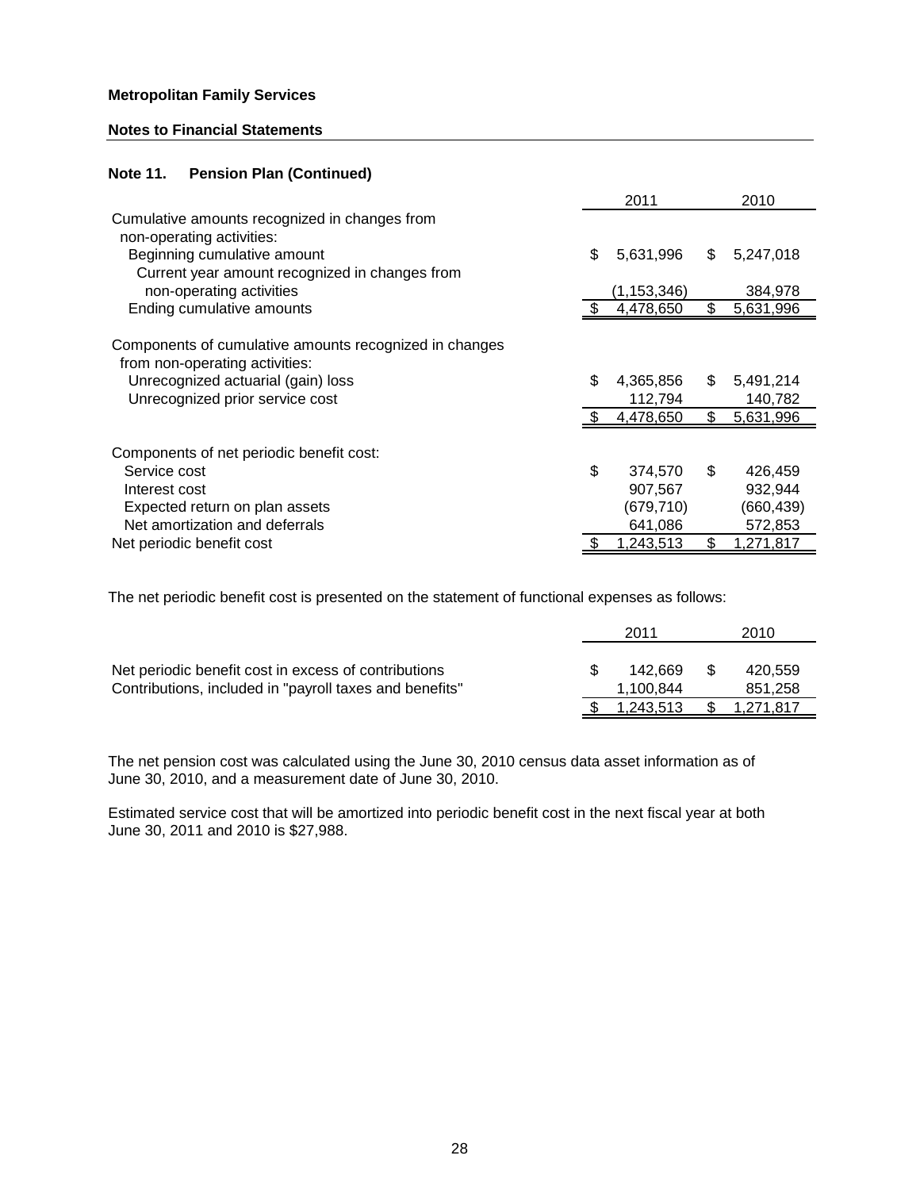**Metropolitan Family Services**

**Notes to Financial Statements**

### Note 11. Pension Plan (Continued)

| | 2011 | 2010 |
|---|---|---|
| Cumulative amounts recognized in changes from non-operating activities: | | |
| Beginning cumulative amount | $ 5,631,996 | $ 5,247,018 |
| Current year amount recognized in changes from non-operating activities | (1,153,346) | 384,978 |
| Ending cumulative amounts | $ 4,478,650 | $ 5,631,996 |
| | | |
| Components of cumulative amounts recognized in changes from non-operating activities: | | |
| Unrecognized actuarial (gain) loss | $ 4,365,856 | $ 5,491,214 |
| Unrecognized prior service cost | 112,794 | 140,782 |
| | $ 4,478,650 | $ 5,631,996 |
| | | |
| Components of net periodic benefit cost: | | |
| Service cost | $ 374,570 | $ 426,459 |
| Interest cost | 907,567 | 932,944 |
| Expected return on plan assets | (679,710) | (660,439) |
| Net amortization and deferrals | 641,086 | 572,853 |
| Net periodic benefit cost | $ 1,243,513 | $ 1,271,817 |

The net periodic benefit cost is presented on the statement of functional expenses as follows:

| | 2011 | 2010 |
|---|---|---|
| Net periodic benefit cost in excess of contributions | $ 142,669 | $ 420,559 |
| Contributions, included in "payroll taxes and benefits" | 1,100,844 | 851,258 |
| | $ 1,243,513 | $ 1,271,817 |

The net pension cost was calculated using the June 30, 2010 census data asset information as of June 30, 2010, and a measurement date of June 30, 2010.

Estimated service cost that will be amortized into periodic benefit cost in the next fiscal year at both June 30, 2011 and 2010 is $27,988.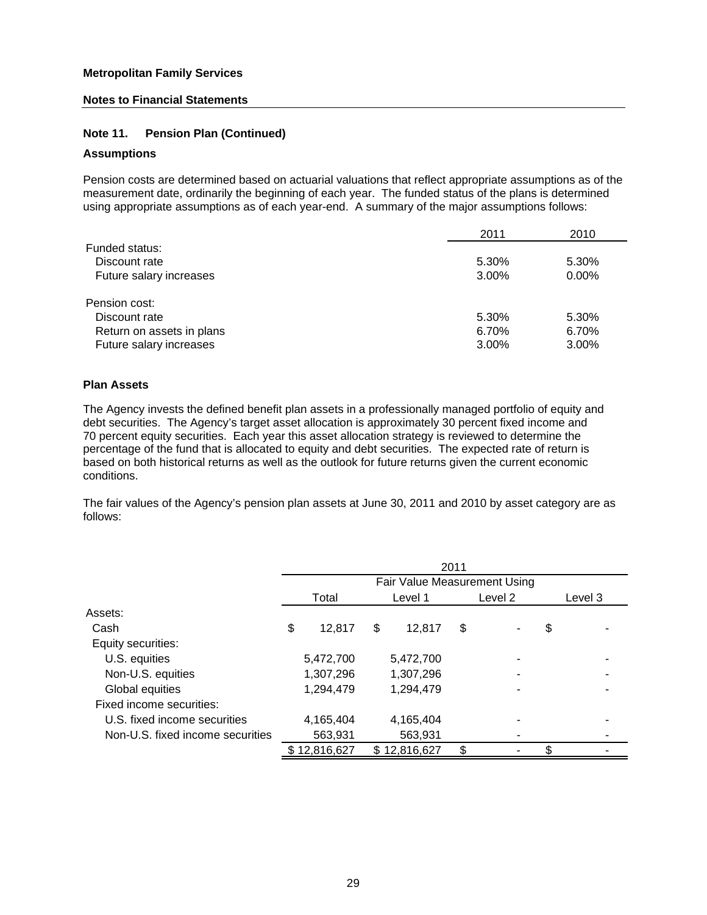**Metropolitan Family Services**

**Notes to Financial Statements**

---

### Note 11. Pension Plan (Continued)

**Assumptions**

Pension costs are determined based on actuarial valuations that reflect appropriate assumptions as of the measurement date, ordinarily the beginning of each year. The funded status of the plans is determined using appropriate assumptions as of each year-end. A summary of the major assumptions follows:

| | 2011 | 2010 |
|---|---|---|
| Funded status: | | |
| Discount rate | 5.30% | 5.30% |
| Future salary increases | 3.00% | 0.00% |
| Pension cost: | | |
| Discount rate | 5.30% | 5.30% |
| Return on assets in plans | 6.70% | 6.70% |
| Future salary increases | 3.00% | 3.00% |

**Plan Assets**

The Agency invests the defined benefit plan assets in a professionally managed portfolio of equity and debt securities. The Agency's target asset allocation is approximately 30 percent fixed income and 70 percent equity securities. Each year this asset allocation strategy is reviewed to determine the percentage of the fund that is allocated to equity and debt securities. The expected rate of return is based on both historical returns as well as the outlook for future returns given the current economic conditions.

The fair values of the Agency's pension plan assets at June 30, 2011 and 2010 by asset category are as follows:

| | 2011 | | | |
|---|---|---|---|---|
| | Fair Value Measurement Using | | | |
| | Total | Level 1 | Level 2 | Level 3 |
| Assets: | | | | |
| Cash | $ 12,817 | $ 12,817 | $ - | $ - |
| Equity securities: | | | | |
| U.S. equities | 5,472,700 | 5,472,700 | - | - |
| Non-U.S. equities | 1,307,296 | 1,307,296 | - | - |
| Global equities | 1,294,479 | 1,294,479 | - | - |
| Fixed income securities: | | | | |
| U.S. fixed income securities | 4,165,404 | 4,165,404 | - | - |
| Non-U.S. fixed income securities | 563,931 | 563,931 | - | - |
| | $ 12,816,627 | $ 12,816,627 | $ - | $ - |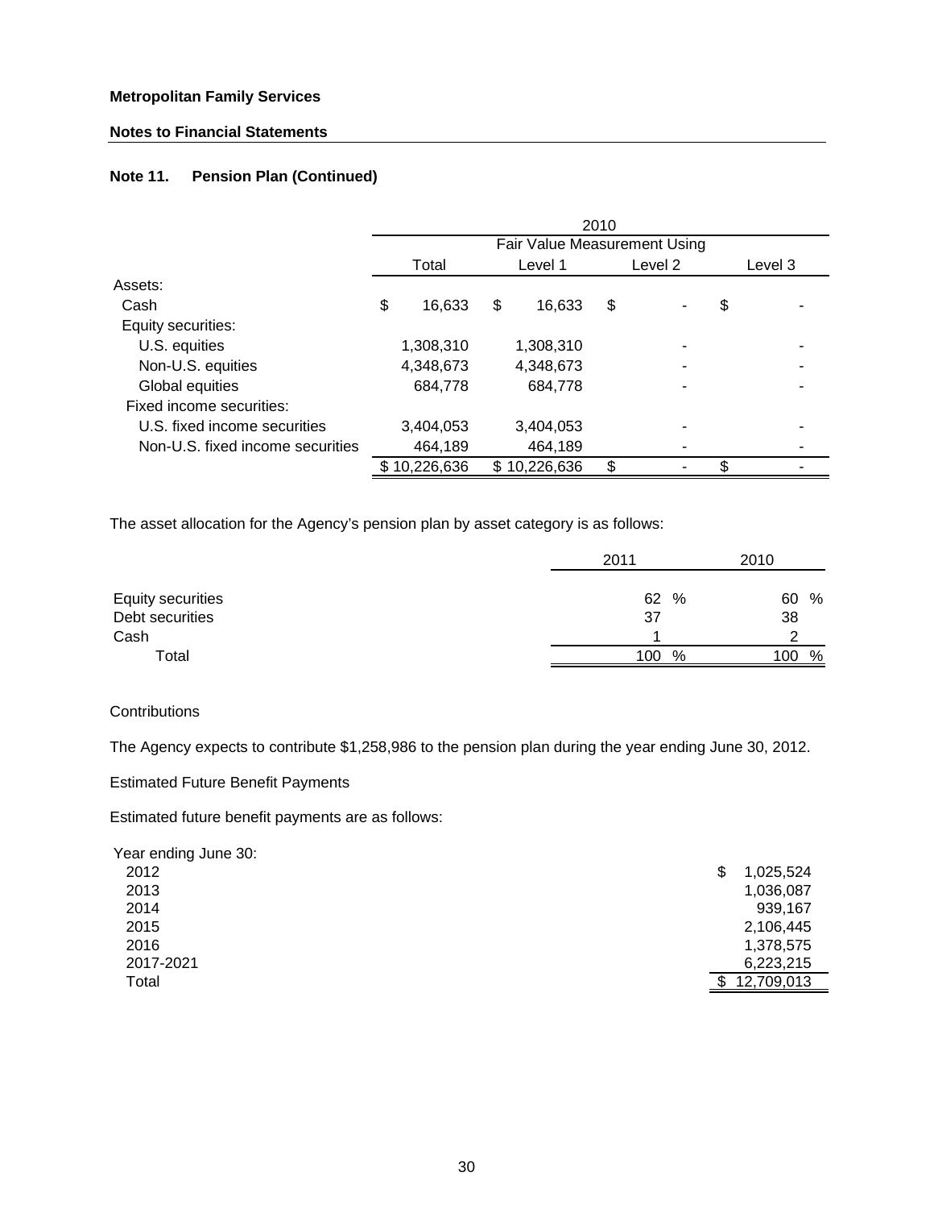**Metropolitan Family Services**

**Notes to Financial Statements**

### Note 11. Pension Plan (Continued)

| | 2010 | | | |
|---|---|---|---|---|
| | Fair Value Measurement Using | | | |
| | Total | Level 1 | Level 2 | Level 3 |
| Assets: | | | | |
| Cash | $ 16,633 | $ 16,633 | $ - | $ - |
| Equity securities: | | | | |
| U.S. equities | 1,308,310 | 1,308,310 | - | - |
| Non-U.S. equities | 4,348,673 | 4,348,673 | - | - |
| Global equities | 684,778 | 684,778 | - | - |
| Fixed income securities: | | | | |
| U.S. fixed income securities | 3,404,053 | 3,404,053 | - | - |
| Non-U.S. fixed income securities | 464,189 | 464,189 | - | - |
| | $ 10,226,636 | $ 10,226,636 | $ - | $ - |

The asset allocation for the Agency's pension plan by asset category is as follows:

| | 2011 | 2010 |
|---|---|---|
| Equity securities | 62 % | 60 % |
| Debt securities | 37 | 38 |
| Cash | 1 | 2 |
| Total | 100 % | 100 % |

Contributions

The Agency expects to contribute $1,258,986 to the pension plan during the year ending June 30, 2012.

Estimated Future Benefit Payments

Estimated future benefit payments are as follows:

| Year ending June 30: | |
|---|---|
| 2012 | $ 1,025,524 |
| 2013 | 1,036,087 |
| 2014 | 939,167 |
| 2015 | 2,106,445 |
| 2016 | 1,378,575 |
| 2017-2021 | 6,223,215 |
| Total | $ 12,709,013 |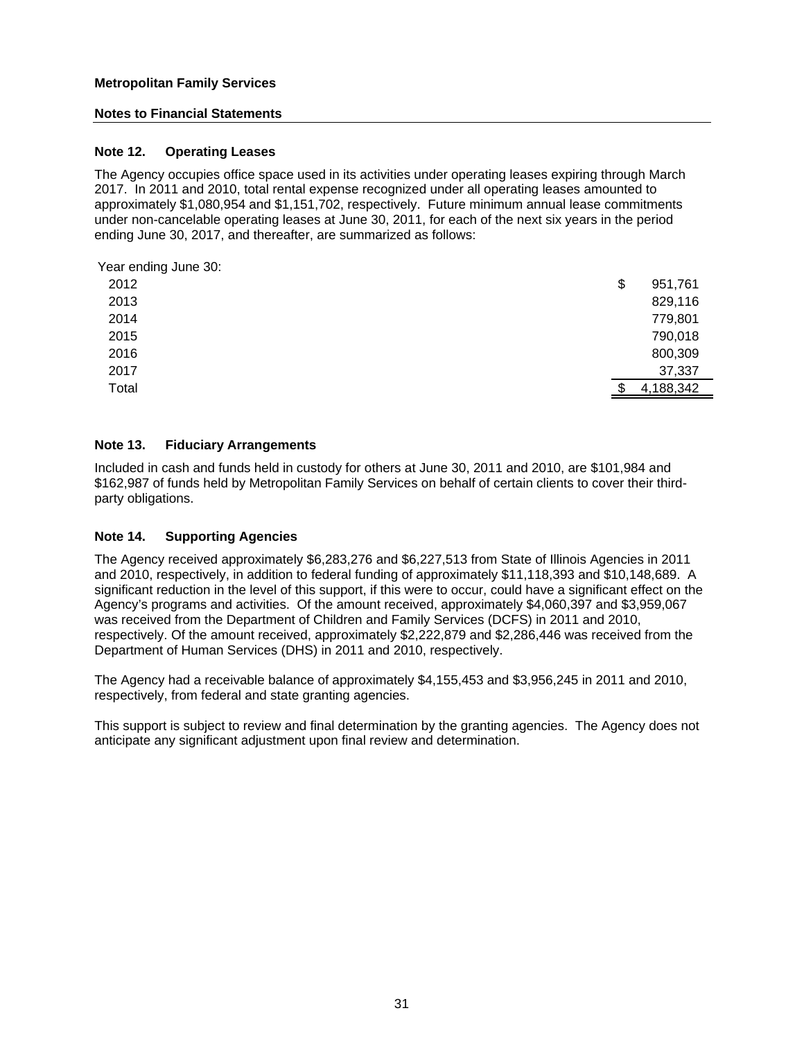**Metropolitan Family Services**

**Notes to Financial Statements**

## Note 12. Operating Leases

The Agency occupies office space used in its activities under operating leases expiring through March 2017. In 2011 and 2010, total rental expense recognized under all operating leases amounted to approximately $1,080,954 and $1,151,702, respectively. Future minimum annual lease commitments under non-cancelable operating leases at June 30, 2011, for each of the next six years in the period ending June 30, 2017, and thereafter, are summarized as follows:

| | |
|---|---|
| Year ending June 30: | |
| 2012 | $ 951,761 |
| 2013 | 829,116 |
| 2014 | 779,801 |
| 2015 | 790,018 |
| 2016 | 800,309 |
| 2017 | 37,337 |
| Total | $ 4,188,342 |

## Note 13. Fiduciary Arrangements

Included in cash and funds held in custody for others at June 30, 2011 and 2010, are $101,984 and $162,987 of funds held by Metropolitan Family Services on behalf of certain clients to cover their third-party obligations.

## Note 14. Supporting Agencies

The Agency received approximately $6,283,276 and $6,227,513 from State of Illinois Agencies in 2011 and 2010, respectively, in addition to federal funding of approximately $11,118,393 and $10,148,689. A significant reduction in the level of this support, if this were to occur, could have a significant effect on the Agency's programs and activities. Of the amount received, approximately $4,060,397 and $3,959,067 was received from the Department of Children and Family Services (DCFS) in 2011 and 2010, respectively. Of the amount received, approximately $2,222,879 and $2,286,446 was received from the Department of Human Services (DHS) in 2011 and 2010, respectively.

The Agency had a receivable balance of approximately $4,155,453 and $3,956,245 in 2011 and 2010, respectively, from federal and state granting agencies.

This support is subject to review and final determination by the granting agencies. The Agency does not anticipate any significant adjustment upon final review and determination.